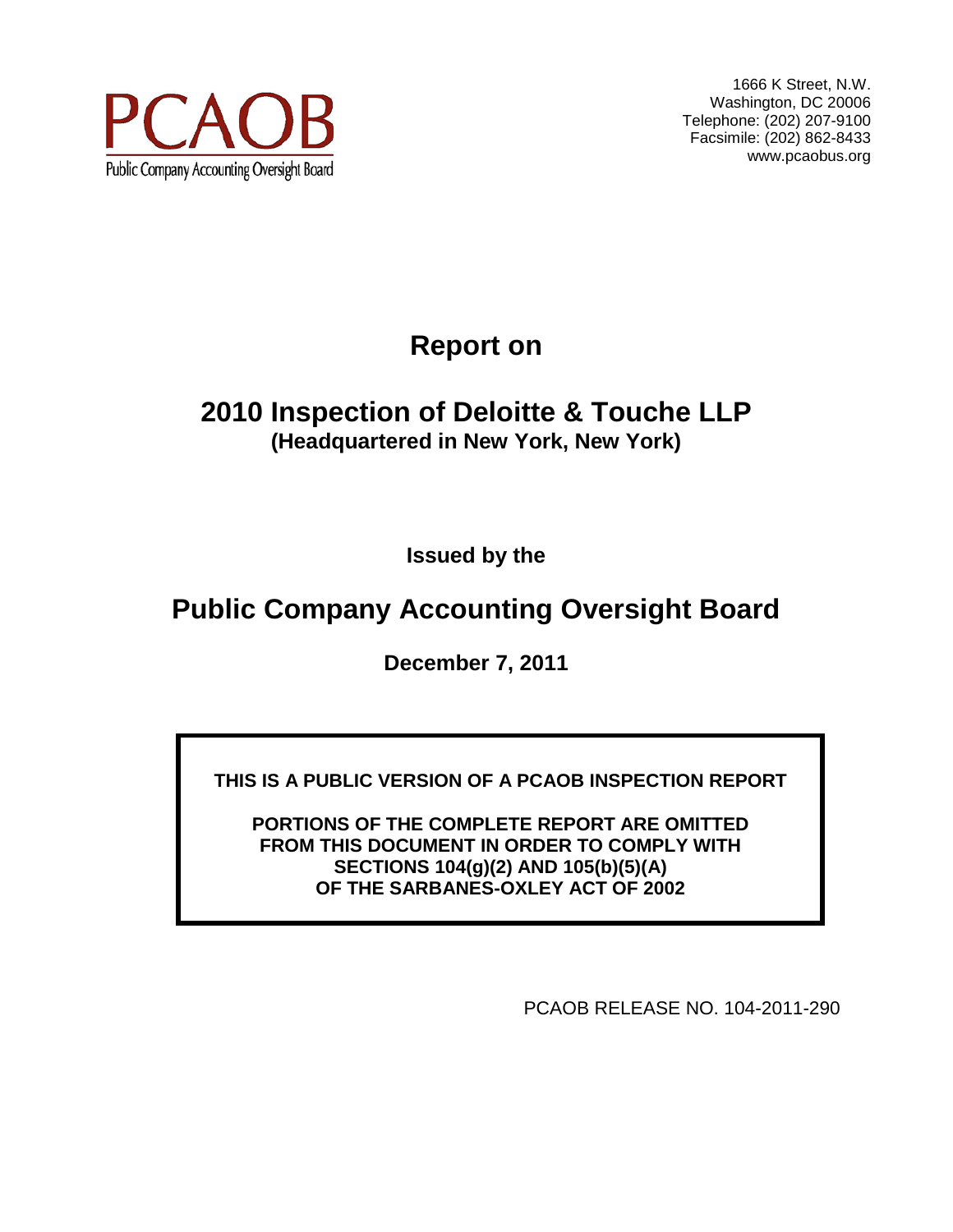PCAOB

Public Company Accounting Oversight Board

1666 K Street, N.W.
Washington, DC 20006
Telephone: (202) 207-9100
Facsimile: (202) 862-8433
www.pcaobus.org

# Report on

# 2010 Inspection of Deloitte & Touche LLP

**(Headquartered in New York, New York)**

**Issued by the**

# Public Company Accounting Oversight Board

**December 7, 2011**

**THIS IS A PUBLIC VERSION OF A PCAOB INSPECTION REPORT**

**PORTIONS OF THE COMPLETE REPORT ARE OMITTED FROM THIS DOCUMENT IN ORDER TO COMPLY WITH SECTIONS 104(g)(2) AND 105(b)(5)(A) OF THE SARBANES-OXLEY ACT OF 2002**

PCAOB RELEASE NO. 104-2011-290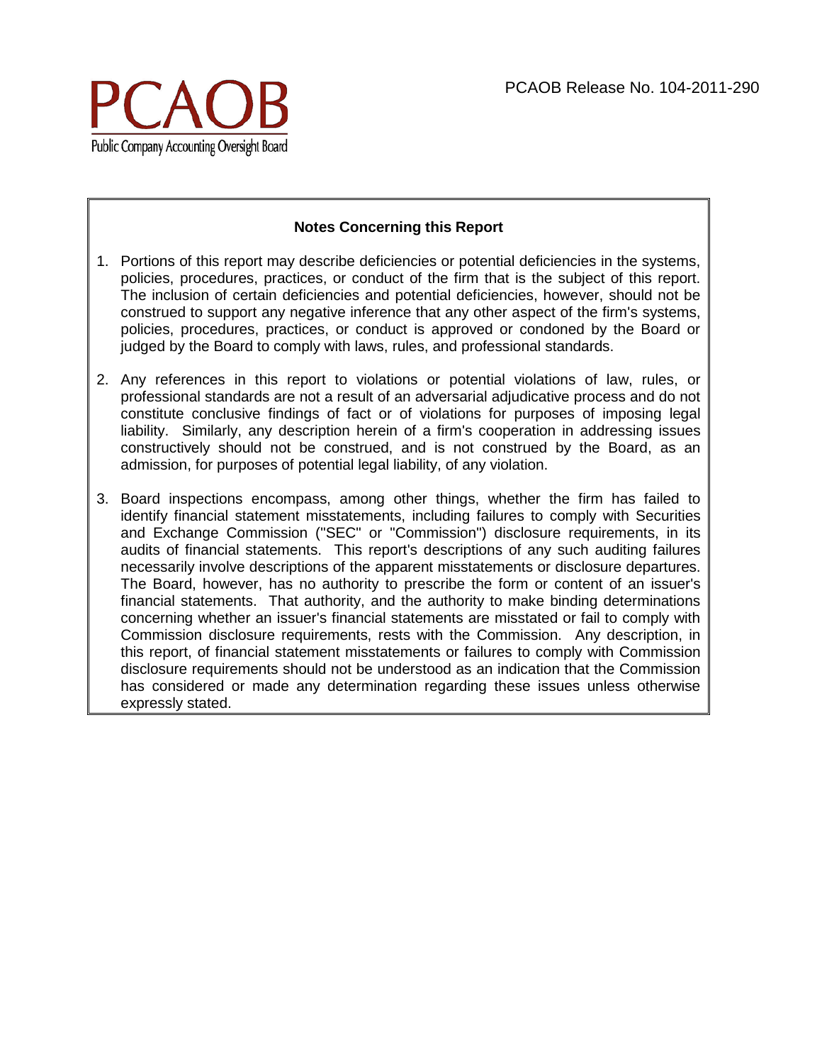PCAOB Release No. 104-2011-290

### Notes Concerning this Report

1. Portions of this report may describe deficiencies or potential deficiencies in the systems, policies, procedures, practices, or conduct of the firm that is the subject of this report. The inclusion of certain deficiencies and potential deficiencies, however, should not be construed to support any negative inference that any other aspect of the firm's systems, policies, procedures, practices, or conduct is approved or condoned by the Board or judged by the Board to comply with laws, rules, and professional standards.

2. Any references in this report to violations or potential violations of law, rules, or professional standards are not a result of an adversarial adjudicative process and do not constitute conclusive findings of fact or of violations for purposes of imposing legal liability. Similarly, any description herein of a firm's cooperation in addressing issues constructively should not be construed, and is not construed by the Board, as an admission, for purposes of potential legal liability, of any violation.

3. Board inspections encompass, among other things, whether the firm has failed to identify financial statement misstatements, including failures to comply with Securities and Exchange Commission ("SEC" or "Commission") disclosure requirements, in its audits of financial statements. This report's descriptions of any such auditing failures necessarily involve descriptions of the apparent misstatements or disclosure departures. The Board, however, has no authority to prescribe the form or content of an issuer's financial statements. That authority, and the authority to make binding determinations concerning whether an issuer's financial statements are misstated or fail to comply with Commission disclosure requirements, rests with the Commission. Any description, in this report, of financial statement misstatements or failures to comply with Commission disclosure requirements should not be understood as an indication that the Commission has considered or made any determination regarding these issues unless otherwise expressly stated.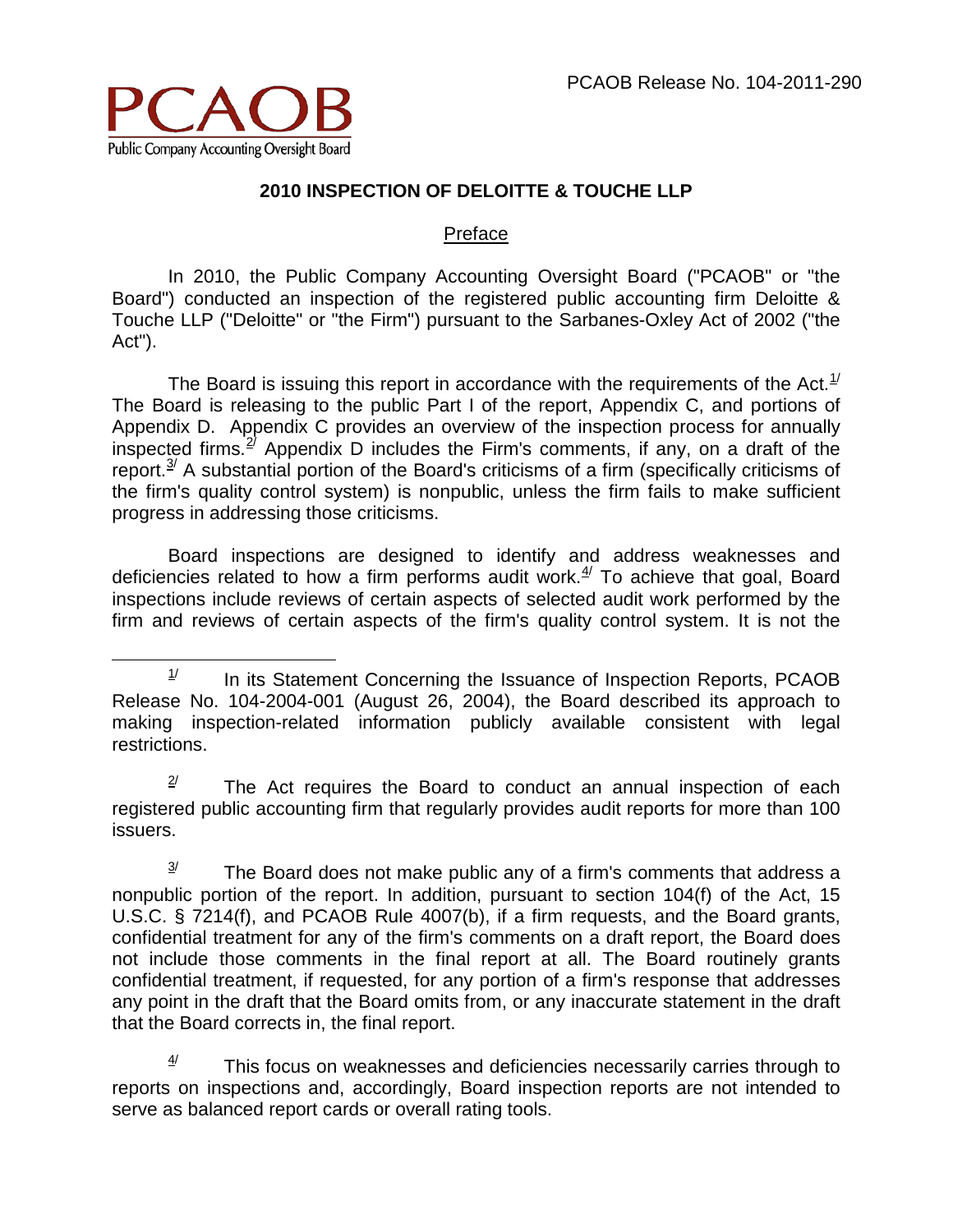PCAOB Release No. 104-2011-290

PCAOB
Public Company Accounting Oversight Board

## 2010 INSPECTION OF DELOITTE & TOUCHE LLP

### Preface

In 2010, the Public Company Accounting Oversight Board ("PCAOB" or "the Board") conducted an inspection of the registered public accounting firm Deloitte & Touche LLP ("Deloitte" or "the Firm") pursuant to the Sarbanes-Oxley Act of 2002 ("the Act").

The Board is issuing this report in accordance with the requirements of the Act.[1] The Board is releasing to the public Part I of the report, Appendix C, and portions of Appendix D. Appendix C provides an overview of the inspection process for annually inspected firms.[2] Appendix D includes the Firm's comments, if any, on a draft of the report.[3] A substantial portion of the Board's criticisms of a firm (specifically criticisms of the firm's quality control system) is nonpublic, unless the firm fails to make sufficient progress in addressing those criticisms.

Board inspections are designed to identify and address weaknesses and deficiencies related to how a firm performs audit work.[4] To achieve that goal, Board inspections include reviews of certain aspects of selected audit work performed by the firm and reviews of certain aspects of the firm's quality control system. It is not the

---

[1] In its Statement Concerning the Issuance of Inspection Reports, PCAOB Release No. 104-2004-001 (August 26, 2004), the Board described its approach to making inspection-related information publicly available consistent with legal restrictions.

[2] The Act requires the Board to conduct an annual inspection of each registered public accounting firm that regularly provides audit reports for more than 100 issuers.

[3] The Board does not make public any of a firm's comments that address a nonpublic portion of the report. In addition, pursuant to section 104(f) of the Act, 15 U.S.C. § 7214(f), and PCAOB Rule 4007(b), if a firm requests, and the Board grants, confidential treatment for any of the firm's comments on a draft report, the Board does not include those comments in the final report at all. The Board routinely grants confidential treatment, if requested, for any portion of a firm's response that addresses any point in the draft that the Board omits from, or any inaccurate statement in the draft that the Board corrects in, the final report.

[4] This focus on weaknesses and deficiencies necessarily carries through to reports on inspections and, accordingly, Board inspection reports are not intended to serve as balanced report cards or overall rating tools.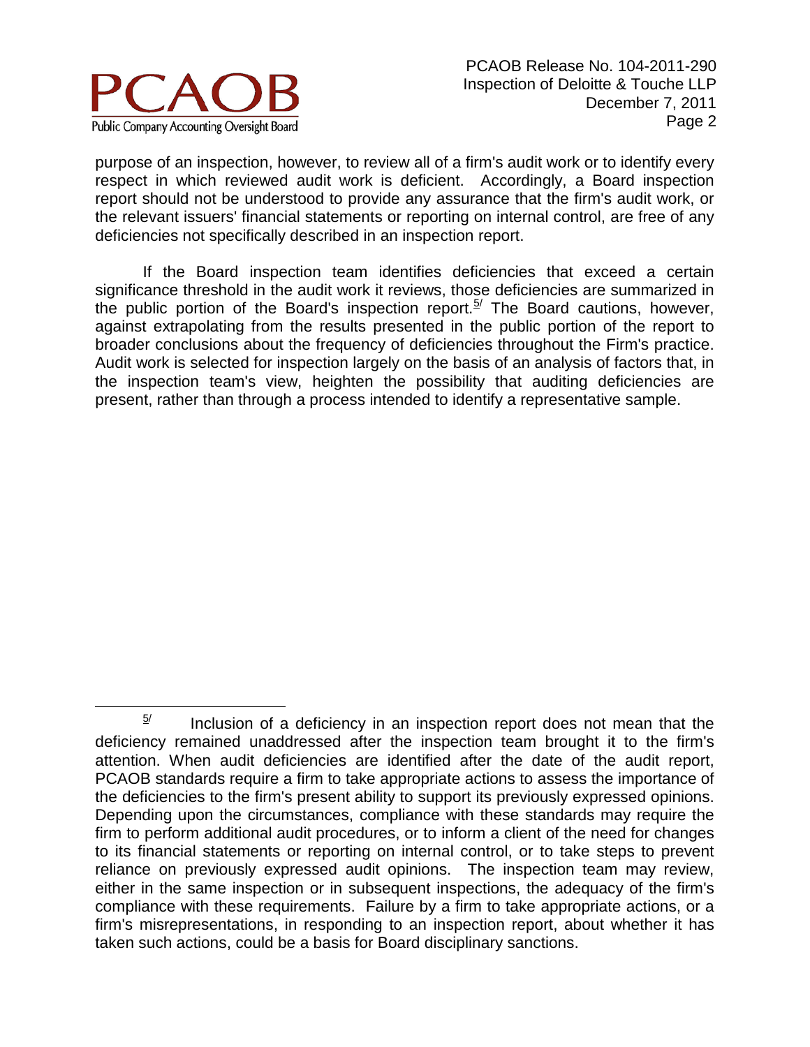purpose of an inspection, however, to review all of a firm's audit work or to identify every respect in which reviewed audit work is deficient. Accordingly, a Board inspection report should not be understood to provide any assurance that the firm's audit work, or the relevant issuers' financial statements or reporting on internal control, are free of any deficiencies not specifically described in an inspection report.

If the Board inspection team identifies deficiencies that exceed a certain significance threshold in the audit work it reviews, those deficiencies are summarized in the public portion of the Board's inspection report.[5/] The Board cautions, however, against extrapolating from the results presented in the public portion of the report to broader conclusions about the frequency of deficiencies throughout the Firm's practice. Audit work is selected for inspection largely on the basis of an analysis of factors that, in the inspection team's view, heighten the possibility that auditing deficiencies are present, rather than through a process intended to identify a representative sample.

---

[5/] Inclusion of a deficiency in an inspection report does not mean that the deficiency remained unaddressed after the inspection team brought it to the firm's attention. When audit deficiencies are identified after the date of the audit report, PCAOB standards require a firm to take appropriate actions to assess the importance of the deficiencies to the firm's present ability to support its previously expressed opinions. Depending upon the circumstances, compliance with these standards may require the firm to perform additional audit procedures, or to inform a client of the need for changes to its financial statements or reporting on internal control, or to take steps to prevent reliance on previously expressed audit opinions. The inspection team may review, either in the same inspection or in subsequent inspections, the adequacy of the firm's compliance with these requirements. Failure by a firm to take appropriate actions, or a firm's misrepresentations, in responding to an inspection report, about whether it has taken such actions, could be a basis for Board disciplinary sanctions.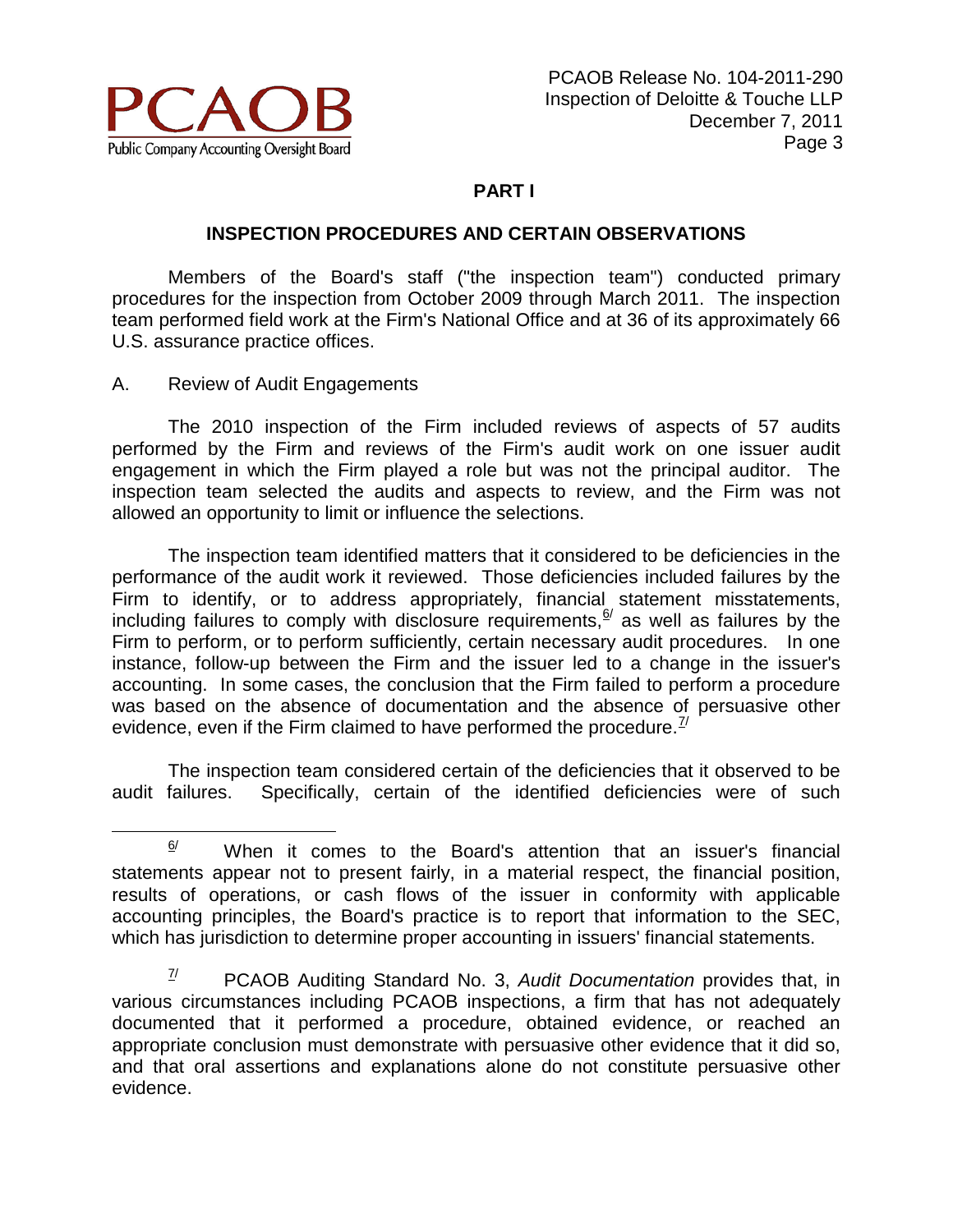## PART I

## INSPECTION PROCEDURES AND CERTAIN OBSERVATIONS

Members of the Board's staff ("the inspection team") conducted primary procedures for the inspection from October 2009 through March 2011. The inspection team performed field work at the Firm's National Office and at 36 of its approximately 66 U.S. assurance practice offices.

A. Review of Audit Engagements

The 2010 inspection of the Firm included reviews of aspects of 57 audits performed by the Firm and reviews of the Firm's audit work on one issuer audit engagement in which the Firm played a role but was not the principal auditor. The inspection team selected the audits and aspects to review, and the Firm was not allowed an opportunity to limit or influence the selections.

The inspection team identified matters that it considered to be deficiencies in the performance of the audit work it reviewed. Those deficiencies included failures by the Firm to identify, or to address appropriately, financial statement misstatements, including failures to comply with disclosure requirements,[6/] as well as failures by the Firm to perform, or to perform sufficiently, certain necessary audit procedures. In one instance, follow-up between the Firm and the issuer led to a change in the issuer's accounting. In some cases, the conclusion that the Firm failed to perform a procedure was based on the absence of documentation and the absence of persuasive other evidence, even if the Firm claimed to have performed the procedure.[7/]

The inspection team considered certain of the deficiencies that it observed to be audit failures. Specifically, certain of the identified deficiencies were of such

[6/] When it comes to the Board's attention that an issuer's financial statements appear not to present fairly, in a material respect, the financial position, results of operations, or cash flows of the issuer in conformity with applicable accounting principles, the Board's practice is to report that information to the SEC, which has jurisdiction to determine proper accounting in issuers' financial statements.

[7/] PCAOB Auditing Standard No. 3, *Audit Documentation* provides that, in various circumstances including PCAOB inspections, a firm that has not adequately documented that it performed a procedure, obtained evidence, or reached an appropriate conclusion must demonstrate with persuasive other evidence that it did so, and that oral assertions and explanations alone do not constitute persuasive other evidence.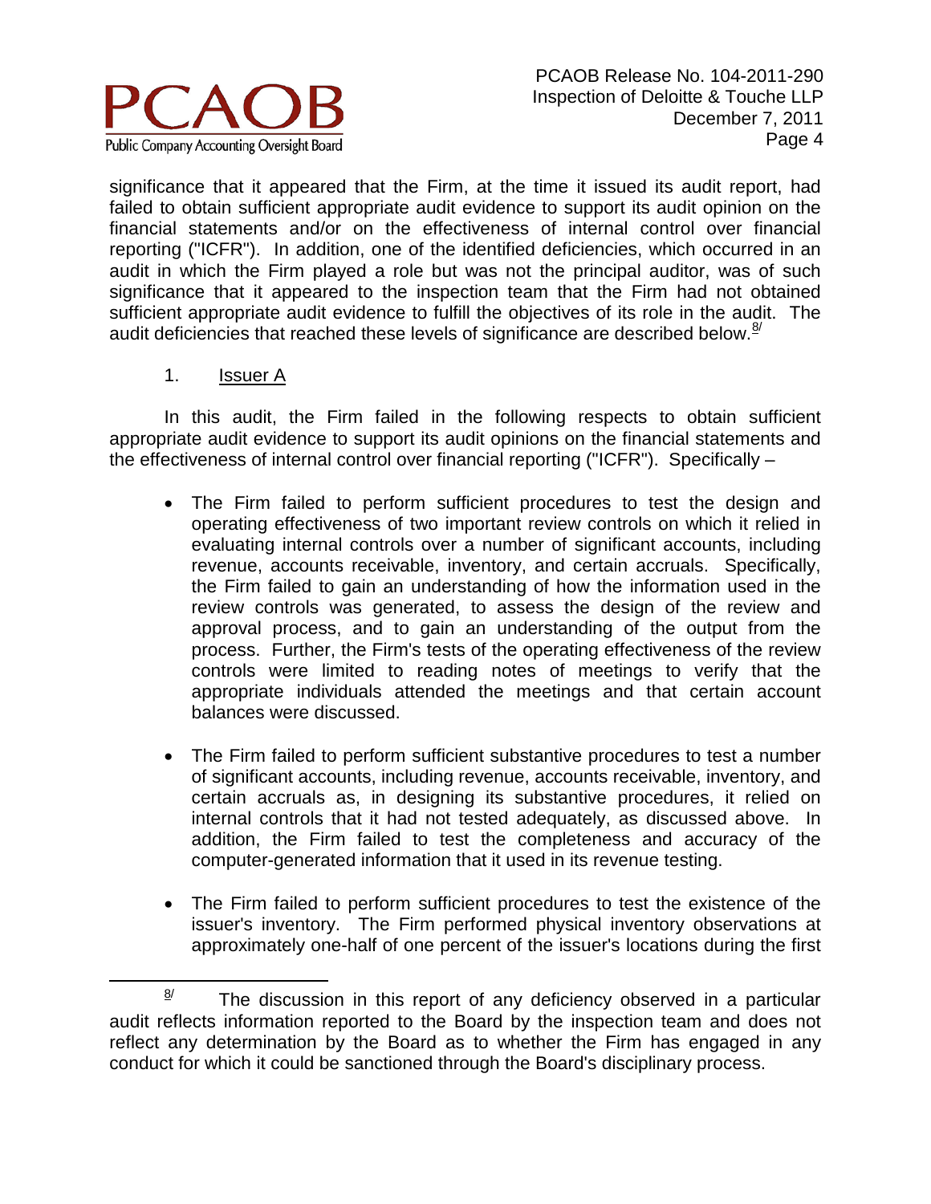significance that it appeared that the Firm, at the time it issued its audit report, had failed to obtain sufficient appropriate audit evidence to support its audit opinion on the financial statements and/or on the effectiveness of internal control over financial reporting ("ICFR"). In addition, one of the identified deficiencies, which occurred in an audit in which the Firm played a role but was not the principal auditor, was of such significance that it appeared to the inspection team that the Firm had not obtained sufficient appropriate audit evidence to fulfill the objectives of its role in the audit. The audit deficiencies that reached these levels of significance are described below.[8/]

1. Issuer A

In this audit, the Firm failed in the following respects to obtain sufficient appropriate audit evidence to support its audit opinions on the financial statements and the effectiveness of internal control over financial reporting ("ICFR"). Specifically –

- The Firm failed to perform sufficient procedures to test the design and operating effectiveness of two important review controls on which it relied in evaluating internal controls over a number of significant accounts, including revenue, accounts receivable, inventory, and certain accruals. Specifically, the Firm failed to gain an understanding of how the information used in the review controls was generated, to assess the design of the review and approval process, and to gain an understanding of the output from the process. Further, the Firm's tests of the operating effectiveness of the review controls were limited to reading notes of meetings to verify that the appropriate individuals attended the meetings and that certain account balances were discussed.

- The Firm failed to perform sufficient substantive procedures to test a number of significant accounts, including revenue, accounts receivable, inventory, and certain accruals as, in designing its substantive procedures, it relied on internal controls that it had not tested adequately, as discussed above. In addition, the Firm failed to test the completeness and accuracy of the computer-generated information that it used in its revenue testing.

- The Firm failed to perform sufficient procedures to test the existence of the issuer's inventory. The Firm performed physical inventory observations at approximately one-half of one percent of the issuer's locations during the first

---

[8/] The discussion in this report of any deficiency observed in a particular audit reflects information reported to the Board by the inspection team and does not reflect any determination by the Board as to whether the Firm has engaged in any conduct for which it could be sanctioned through the Board's disciplinary process.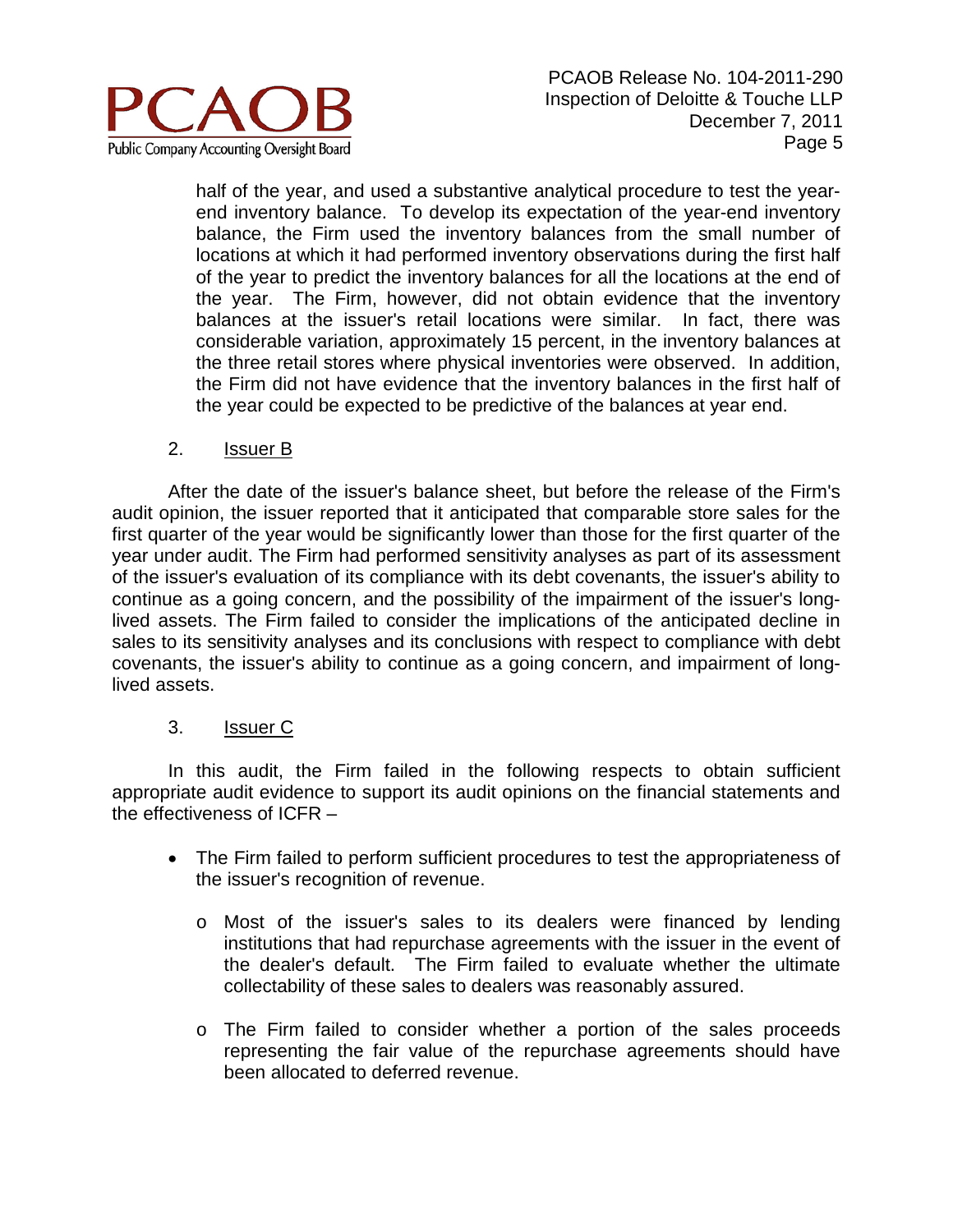half of the year, and used a substantive analytical procedure to test the year-end inventory balance. To develop its expectation of the year-end inventory balance, the Firm used the inventory balances from the small number of locations at which it had performed inventory observations during the first half of the year to predict the inventory balances for all the locations at the end of the year. The Firm, however, did not obtain evidence that the inventory balances at the issuer's retail locations were similar. In fact, there was considerable variation, approximately 15 percent, in the inventory balances at the three retail stores where physical inventories were observed. In addition, the Firm did not have evidence that the inventory balances in the first half of the year could be expected to be predictive of the balances at year end.

2. Issuer B

After the date of the issuer's balance sheet, but before the release of the Firm's audit opinion, the issuer reported that it anticipated that comparable store sales for the first quarter of the year would be significantly lower than those for the first quarter of the year under audit. The Firm had performed sensitivity analyses as part of its assessment of the issuer's evaluation of its compliance with its debt covenants, the issuer's ability to continue as a going concern, and the possibility of the impairment of the issuer's long-lived assets. The Firm failed to consider the implications of the anticipated decline in sales to its sensitivity analyses and its conclusions with respect to compliance with debt covenants, the issuer's ability to continue as a going concern, and impairment of long-lived assets.

3. Issuer C

In this audit, the Firm failed in the following respects to obtain sufficient appropriate audit evidence to support its audit opinions on the financial statements and the effectiveness of ICFR –

- The Firm failed to perform sufficient procedures to test the appropriateness of the issuer's recognition of revenue.
  - Most of the issuer's sales to its dealers were financed by lending institutions that had repurchase agreements with the issuer in the event of the dealer's default. The Firm failed to evaluate whether the ultimate collectability of these sales to dealers was reasonably assured.
  - The Firm failed to consider whether a portion of the sales proceeds representing the fair value of the repurchase agreements should have been allocated to deferred revenue.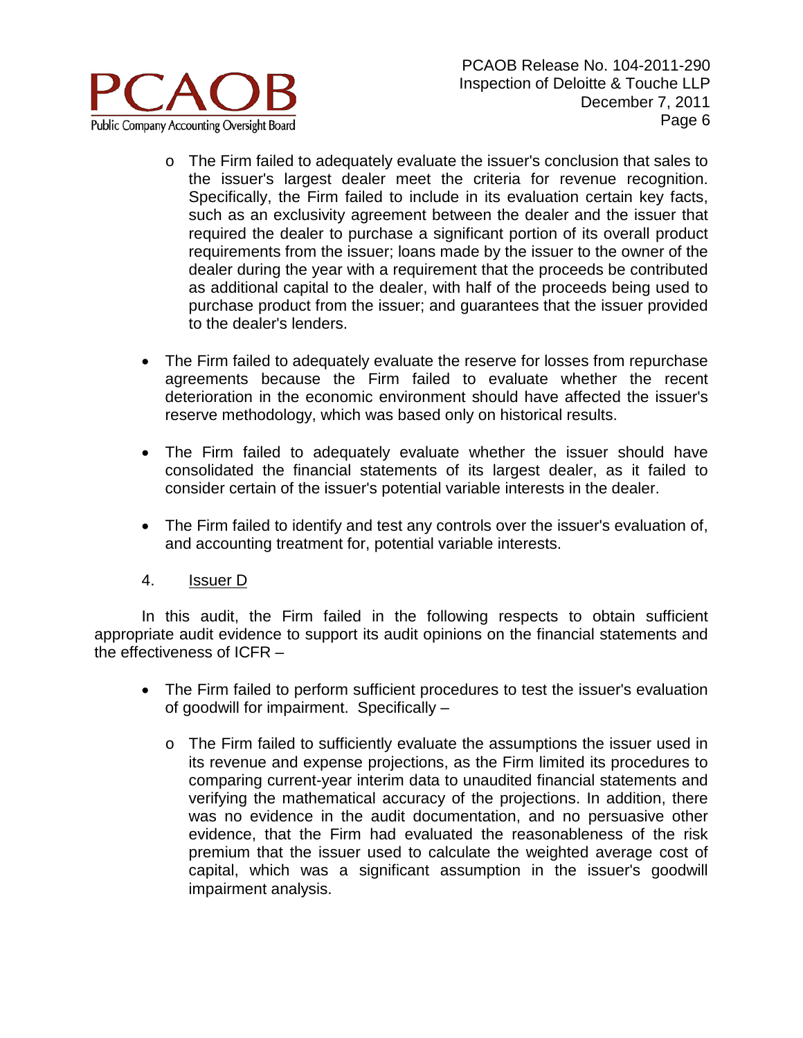- The Firm failed to adequately evaluate the issuer's conclusion that sales to the issuer's largest dealer meet the criteria for revenue recognition. Specifically, the Firm failed to include in its evaluation certain key facts, such as an exclusivity agreement between the dealer and the issuer that required the dealer to purchase a significant portion of its overall product requirements from the issuer; loans made by the issuer to the owner of the dealer during the year with a requirement that the proceeds be contributed as additional capital to the dealer, with half of the proceeds being used to purchase product from the issuer; and guarantees that the issuer provided to the dealer's lenders.

- The Firm failed to adequately evaluate the reserve for losses from repurchase agreements because the Firm failed to evaluate whether the recent deterioration in the economic environment should have affected the issuer's reserve methodology, which was based only on historical results.

- The Firm failed to adequately evaluate whether the issuer should have consolidated the financial statements of its largest dealer, as it failed to consider certain of the issuer's potential variable interests in the dealer.

- The Firm failed to identify and test any controls over the issuer's evaluation of, and accounting treatment for, potential variable interests.

4. Issuer D

In this audit, the Firm failed in the following respects to obtain sufficient appropriate audit evidence to support its audit opinions on the financial statements and the effectiveness of ICFR –

- The Firm failed to perform sufficient procedures to test the issuer's evaluation of goodwill for impairment. Specifically –

  - The Firm failed to sufficiently evaluate the assumptions the issuer used in its revenue and expense projections, as the Firm limited its procedures to comparing current-year interim data to unaudited financial statements and verifying the mathematical accuracy of the projections. In addition, there was no evidence in the audit documentation, and no persuasive other evidence, that the Firm had evaluated the reasonableness of the risk premium that the issuer used to calculate the weighted average cost of capital, which was a significant assumption in the issuer's goodwill impairment analysis.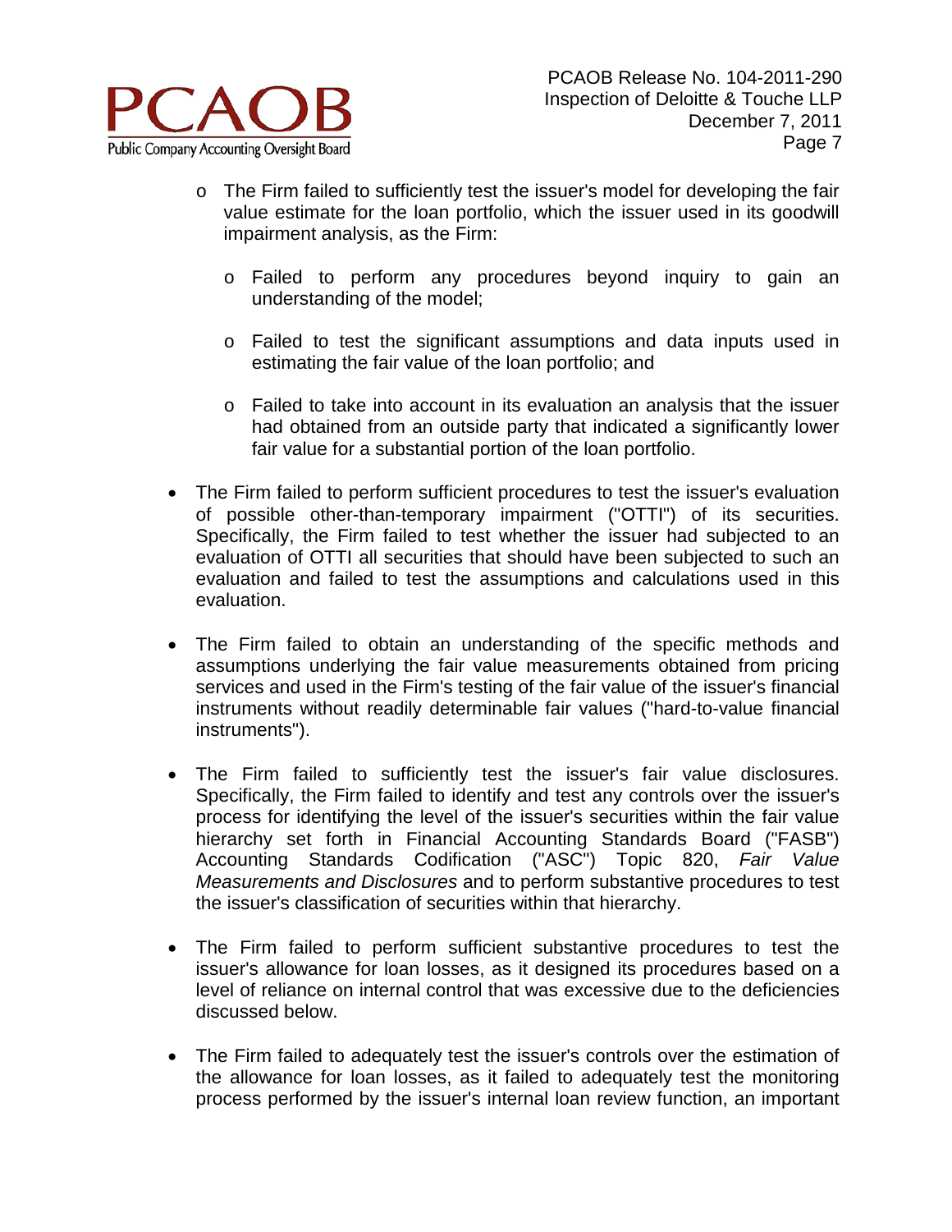- The Firm failed to sufficiently test the issuer's model for developing the fair value estimate for the loan portfolio, which the issuer used in its goodwill impairment analysis, as the Firm:

  - Failed to perform any procedures beyond inquiry to gain an understanding of the model;

  - Failed to test the significant assumptions and data inputs used in estimating the fair value of the loan portfolio; and

  - Failed to take into account in its evaluation an analysis that the issuer had obtained from an outside party that indicated a significantly lower fair value for a substantial portion of the loan portfolio.

- The Firm failed to perform sufficient procedures to test the issuer's evaluation of possible other-than-temporary impairment ("OTTI") of its securities. Specifically, the Firm failed to test whether the issuer had subjected to an evaluation of OTTI all securities that should have been subjected to such an evaluation and failed to test the assumptions and calculations used in this evaluation.

- The Firm failed to obtain an understanding of the specific methods and assumptions underlying the fair value measurements obtained from pricing services and used in the Firm's testing of the fair value of the issuer's financial instruments without readily determinable fair values ("hard-to-value financial instruments").

- The Firm failed to sufficiently test the issuer's fair value disclosures. Specifically, the Firm failed to identify and test any controls over the issuer's process for identifying the level of the issuer's securities within the fair value hierarchy set forth in Financial Accounting Standards Board ("FASB") Accounting Standards Codification ("ASC") Topic 820, *Fair Value Measurements and Disclosures* and to perform substantive procedures to test the issuer's classification of securities within that hierarchy.

- The Firm failed to perform sufficient substantive procedures to test the issuer's allowance for loan losses, as it designed its procedures based on a level of reliance on internal control that was excessive due to the deficiencies discussed below.

- The Firm failed to adequately test the issuer's controls over the estimation of the allowance for loan losses, as it failed to adequately test the monitoring process performed by the issuer's internal loan review function, an important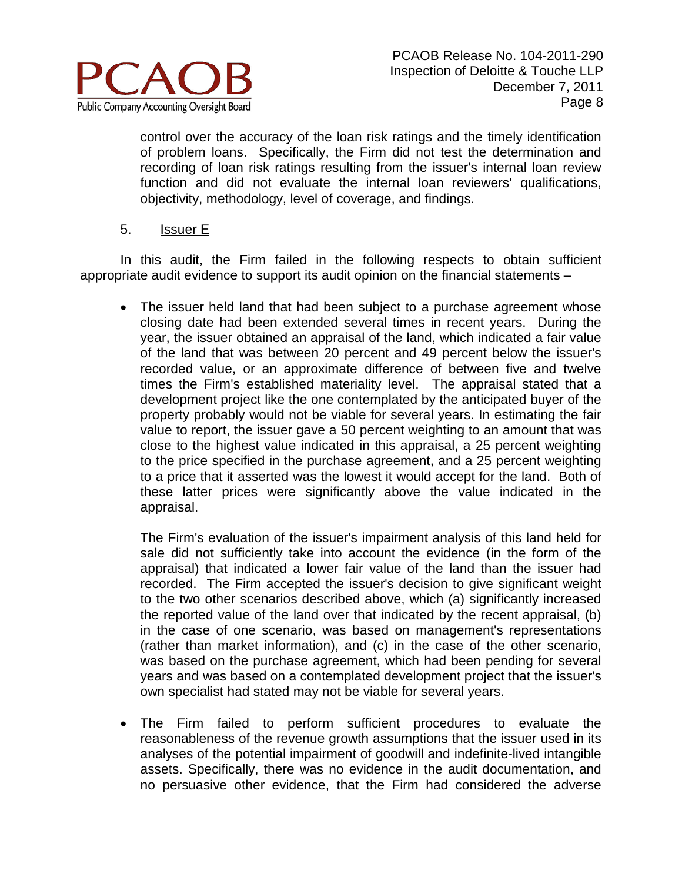control over the accuracy of the loan risk ratings and the timely identification of problem loans. Specifically, the Firm did not test the determination and recording of loan risk ratings resulting from the issuer's internal loan review function and did not evaluate the internal loan reviewers' qualifications, objectivity, methodology, level of coverage, and findings.

5. <u>Issuer E</u>

In this audit, the Firm failed in the following respects to obtain sufficient appropriate audit evidence to support its audit opinion on the financial statements –

- The issuer held land that had been subject to a purchase agreement whose closing date had been extended several times in recent years. During the year, the issuer obtained an appraisal of the land, which indicated a fair value of the land that was between 20 percent and 49 percent below the issuer's recorded value, or an approximate difference of between five and twelve times the Firm's established materiality level. The appraisal stated that a development project like the one contemplated by the anticipated buyer of the property probably would not be viable for several years. In estimating the fair value to report, the issuer gave a 50 percent weighting to an amount that was close to the highest value indicated in this appraisal, a 25 percent weighting to the price specified in the purchase agreement, and a 25 percent weighting to a price that it asserted was the lowest it would accept for the land. Both of these latter prices were significantly above the value indicated in the appraisal.

  The Firm's evaluation of the issuer's impairment analysis of this land held for sale did not sufficiently take into account the evidence (in the form of the appraisal) that indicated a lower fair value of the land than the issuer had recorded. The Firm accepted the issuer's decision to give significant weight to the two other scenarios described above, which (a) significantly increased the reported value of the land over that indicated by the recent appraisal, (b) in the case of one scenario, was based on management's representations (rather than market information), and (c) in the case of the other scenario, was based on the purchase agreement, which had been pending for several years and was based on a contemplated development project that the issuer's own specialist had stated may not be viable for several years.

- The Firm failed to perform sufficient procedures to evaluate the reasonableness of the revenue growth assumptions that the issuer used in its analyses of the potential impairment of goodwill and indefinite-lived intangible assets. Specifically, there was no evidence in the audit documentation, and no persuasive other evidence, that the Firm had considered the adverse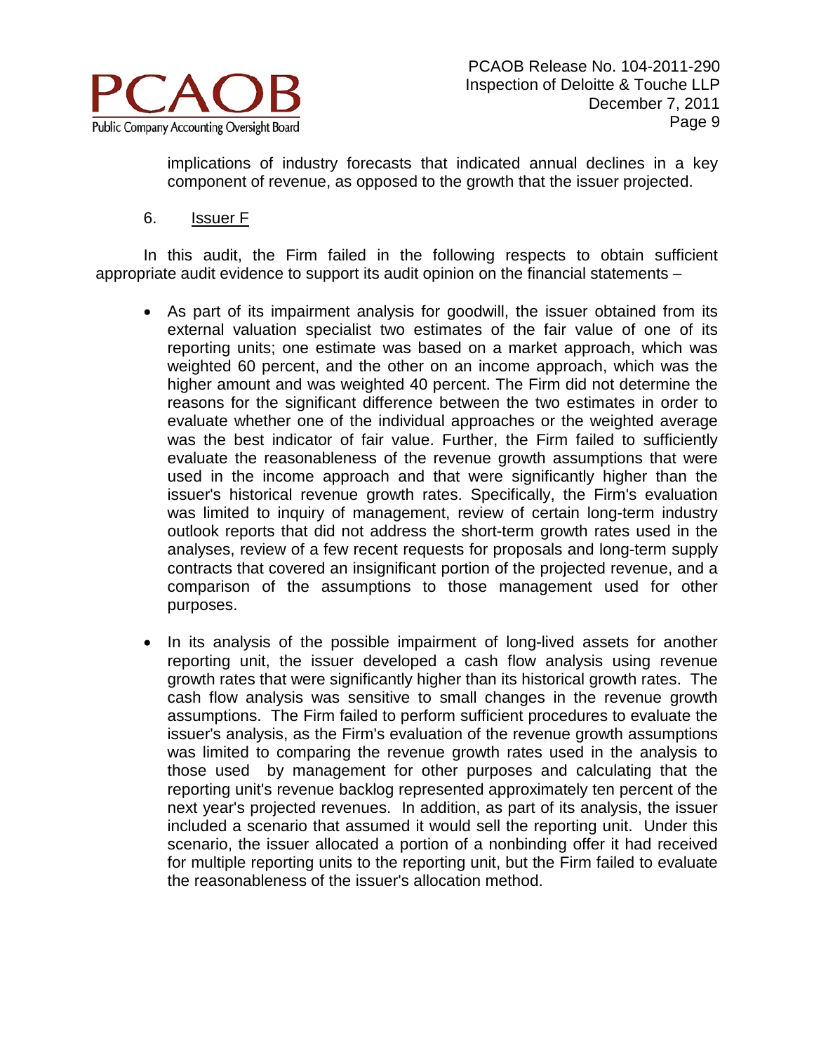implications of industry forecasts that indicated annual declines in a key component of revenue, as opposed to the growth that the issuer projected.

6. Issuer F

In this audit, the Firm failed in the following respects to obtain sufficient appropriate audit evidence to support its audit opinion on the financial statements –

- As part of its impairment analysis for goodwill, the issuer obtained from its external valuation specialist two estimates of the fair value of one of its reporting units; one estimate was based on a market approach, which was weighted 60 percent, and the other on an income approach, which was the higher amount and was weighted 40 percent. The Firm did not determine the reasons for the significant difference between the two estimates in order to evaluate whether one of the individual approaches or the weighted average was the best indicator of fair value. Further, the Firm failed to sufficiently evaluate the reasonableness of the revenue growth assumptions that were used in the income approach and that were significantly higher than the issuer's historical revenue growth rates. Specifically, the Firm's evaluation was limited to inquiry of management, review of certain long-term industry outlook reports that did not address the short-term growth rates used in the analyses, review of a few recent requests for proposals and long-term supply contracts that covered an insignificant portion of the projected revenue, and a comparison of the assumptions to those management used for other purposes.

- In its analysis of the possible impairment of long-lived assets for another reporting unit, the issuer developed a cash flow analysis using revenue growth rates that were significantly higher than its historical growth rates. The cash flow analysis was sensitive to small changes in the revenue growth assumptions. The Firm failed to perform sufficient procedures to evaluate the issuer's analysis, as the Firm's evaluation of the revenue growth assumptions was limited to comparing the revenue growth rates used in the analysis to those used by management for other purposes and calculating that the reporting unit's revenue backlog represented approximately ten percent of the next year's projected revenues. In addition, as part of its analysis, the issuer included a scenario that assumed it would sell the reporting unit. Under this scenario, the issuer allocated a portion of a nonbinding offer it had received for multiple reporting units to the reporting unit, but the Firm failed to evaluate the reasonableness of the issuer's allocation method.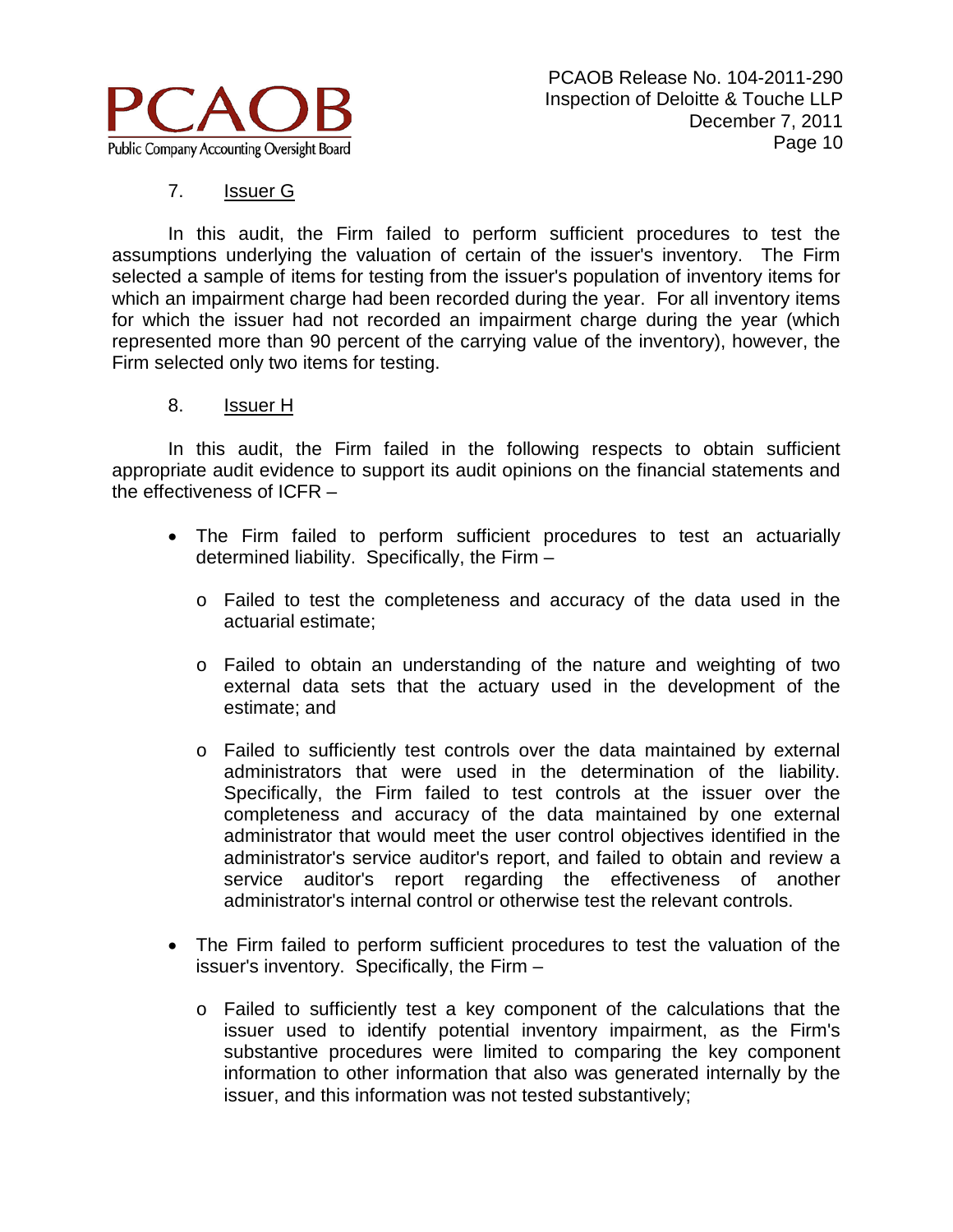7. Issuer G

In this audit, the Firm failed to perform sufficient procedures to test the assumptions underlying the valuation of certain of the issuer's inventory. The Firm selected a sample of items for testing from the issuer's population of inventory items for which an impairment charge had been recorded during the year. For all inventory items for which the issuer had not recorded an impairment charge during the year (which represented more than 90 percent of the carrying value of the inventory), however, the Firm selected only two items for testing.

8. Issuer H

In this audit, the Firm failed in the following respects to obtain sufficient appropriate audit evidence to support its audit opinions on the financial statements and the effectiveness of ICFR –

- The Firm failed to perform sufficient procedures to test an actuarially determined liability. Specifically, the Firm –
  - Failed to test the completeness and accuracy of the data used in the actuarial estimate;
  - Failed to obtain an understanding of the nature and weighting of two external data sets that the actuary used in the development of the estimate; and
  - Failed to sufficiently test controls over the data maintained by external administrators that were used in the determination of the liability. Specifically, the Firm failed to test controls at the issuer over the completeness and accuracy of the data maintained by one external administrator that would meet the user control objectives identified in the administrator's service auditor's report, and failed to obtain and review a service auditor's report regarding the effectiveness of another administrator's internal control or otherwise test the relevant controls.
- The Firm failed to perform sufficient procedures to test the valuation of the issuer's inventory. Specifically, the Firm –
  - Failed to sufficiently test a key component of the calculations that the issuer used to identify potential inventory impairment, as the Firm's substantive procedures were limited to comparing the key component information to other information that also was generated internally by the issuer, and this information was not tested substantively;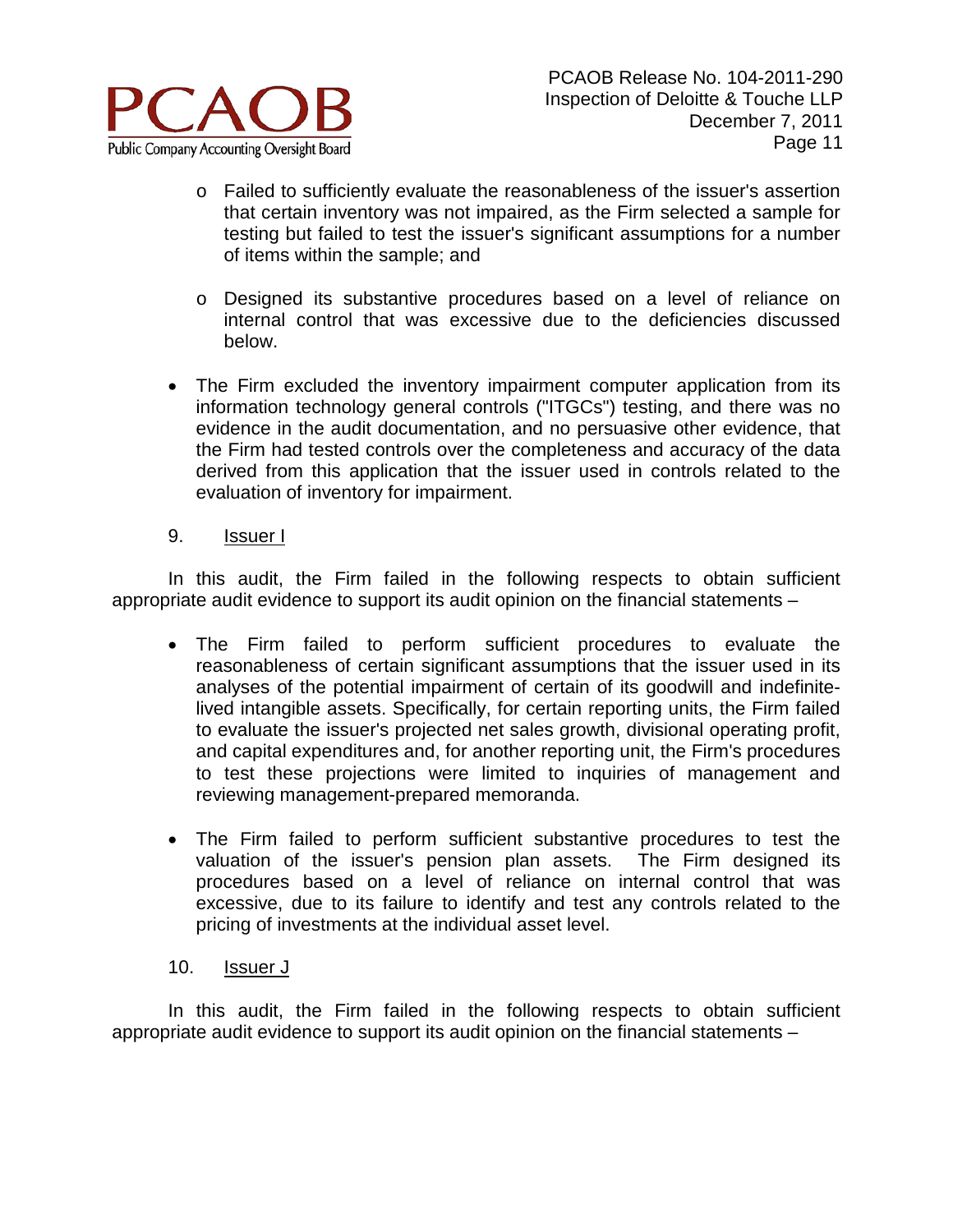- Failed to sufficiently evaluate the reasonableness of the issuer's assertion that certain inventory was not impaired, as the Firm selected a sample for testing but failed to test the issuer's significant assumptions for a number of items within the sample; and

- Designed its substantive procedures based on a level of reliance on internal control that was excessive due to the deficiencies discussed below.

- The Firm excluded the inventory impairment computer application from its information technology general controls ("ITGCs") testing, and there was no evidence in the audit documentation, and no persuasive other evidence, that the Firm had tested controls over the completeness and accuracy of the data derived from this application that the issuer used in controls related to the evaluation of inventory for impairment.

9. <u>Issuer I</u>

In this audit, the Firm failed in the following respects to obtain sufficient appropriate audit evidence to support its audit opinion on the financial statements –

- The Firm failed to perform sufficient procedures to evaluate the reasonableness of certain significant assumptions that the issuer used in its analyses of the potential impairment of certain of its goodwill and indefinite-lived intangible assets. Specifically, for certain reporting units, the Firm failed to evaluate the issuer's projected net sales growth, divisional operating profit, and capital expenditures and, for another reporting unit, the Firm's procedures to test these projections were limited to inquiries of management and reviewing management-prepared memoranda.

- The Firm failed to perform sufficient substantive procedures to test the valuation of the issuer's pension plan assets. The Firm designed its procedures based on a level of reliance on internal control that was excessive, due to its failure to identify and test any controls related to the pricing of investments at the individual asset level.

10. <u>Issuer J</u>

In this audit, the Firm failed in the following respects to obtain sufficient appropriate audit evidence to support its audit opinion on the financial statements –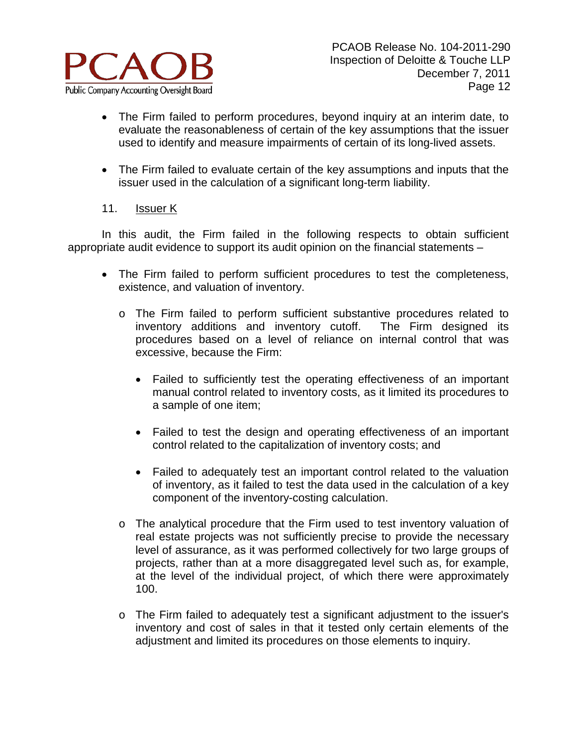- The Firm failed to perform procedures, beyond inquiry at an interim date, to evaluate the reasonableness of certain of the key assumptions that the issuer used to identify and measure impairments of certain of its long-lived assets.

- The Firm failed to evaluate certain of the key assumptions and inputs that the issuer used in the calculation of a significant long-term liability.

11. Issuer K

In this audit, the Firm failed in the following respects to obtain sufficient appropriate audit evidence to support its audit opinion on the financial statements –

- The Firm failed to perform sufficient procedures to test the completeness, existence, and valuation of inventory.

  - The Firm failed to perform sufficient substantive procedures related to inventory additions and inventory cutoff. The Firm designed its procedures based on a level of reliance on internal control that was excessive, because the Firm:

    - Failed to sufficiently test the operating effectiveness of an important manual control related to inventory costs, as it limited its procedures to a sample of one item;

    - Failed to test the design and operating effectiveness of an important control related to the capitalization of inventory costs; and

    - Failed to adequately test an important control related to the valuation of inventory, as it failed to test the data used in the calculation of a key component of the inventory-costing calculation.

  - The analytical procedure that the Firm used to test inventory valuation of real estate projects was not sufficiently precise to provide the necessary level of assurance, as it was performed collectively for two large groups of projects, rather than at a more disaggregated level such as, for example, at the level of the individual project, of which there were approximately 100.

  - The Firm failed to adequately test a significant adjustment to the issuer's inventory and cost of sales in that it tested only certain elements of the adjustment and limited its procedures on those elements to inquiry.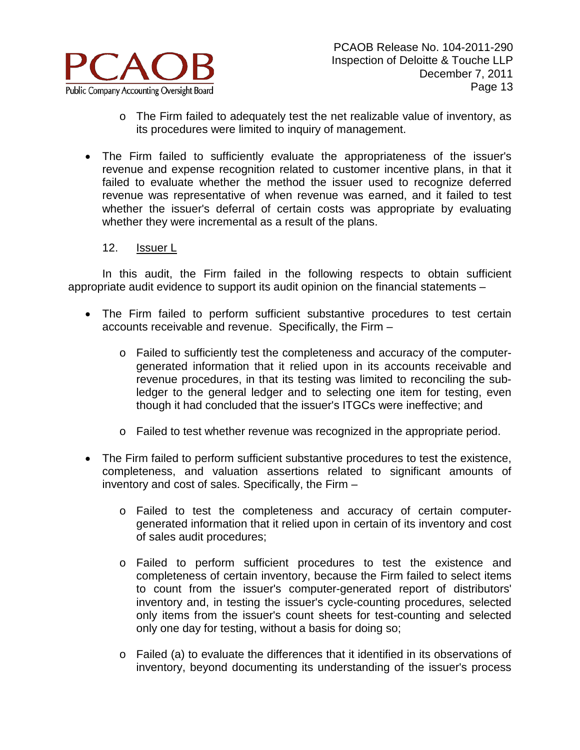- The Firm failed to adequately test the net realizable value of inventory, as its procedures were limited to inquiry of management.

- The Firm failed to sufficiently evaluate the appropriateness of the issuer's revenue and expense recognition related to customer incentive plans, in that it failed to evaluate whether the method the issuer used to recognize deferred revenue was representative of when revenue was earned, and it failed to test whether the issuer's deferral of certain costs was appropriate by evaluating whether they were incremental as a result of the plans.

12. Issuer L

In this audit, the Firm failed in the following respects to obtain sufficient appropriate audit evidence to support its audit opinion on the financial statements –

- The Firm failed to perform sufficient substantive procedures to test certain accounts receivable and revenue. Specifically, the Firm –

  - Failed to sufficiently test the completeness and accuracy of the computer-generated information that it relied upon in its accounts receivable and revenue procedures, in that its testing was limited to reconciling the sub-ledger to the general ledger and to selecting one item for testing, even though it had concluded that the issuer's ITGCs were ineffective; and

  - Failed to test whether revenue was recognized in the appropriate period.

- The Firm failed to perform sufficient substantive procedures to test the existence, completeness, and valuation assertions related to significant amounts of inventory and cost of sales. Specifically, the Firm –

  - Failed to test the completeness and accuracy of certain computer-generated information that it relied upon in certain of its inventory and cost of sales audit procedures;

  - Failed to perform sufficient procedures to test the existence and completeness of certain inventory, because the Firm failed to select items to count from the issuer's computer-generated report of distributors' inventory and, in testing the issuer's cycle-counting procedures, selected only items from the issuer's count sheets for test-counting and selected only one day for testing, without a basis for doing so;

  - Failed (a) to evaluate the differences that it identified in its observations of inventory, beyond documenting its understanding of the issuer's process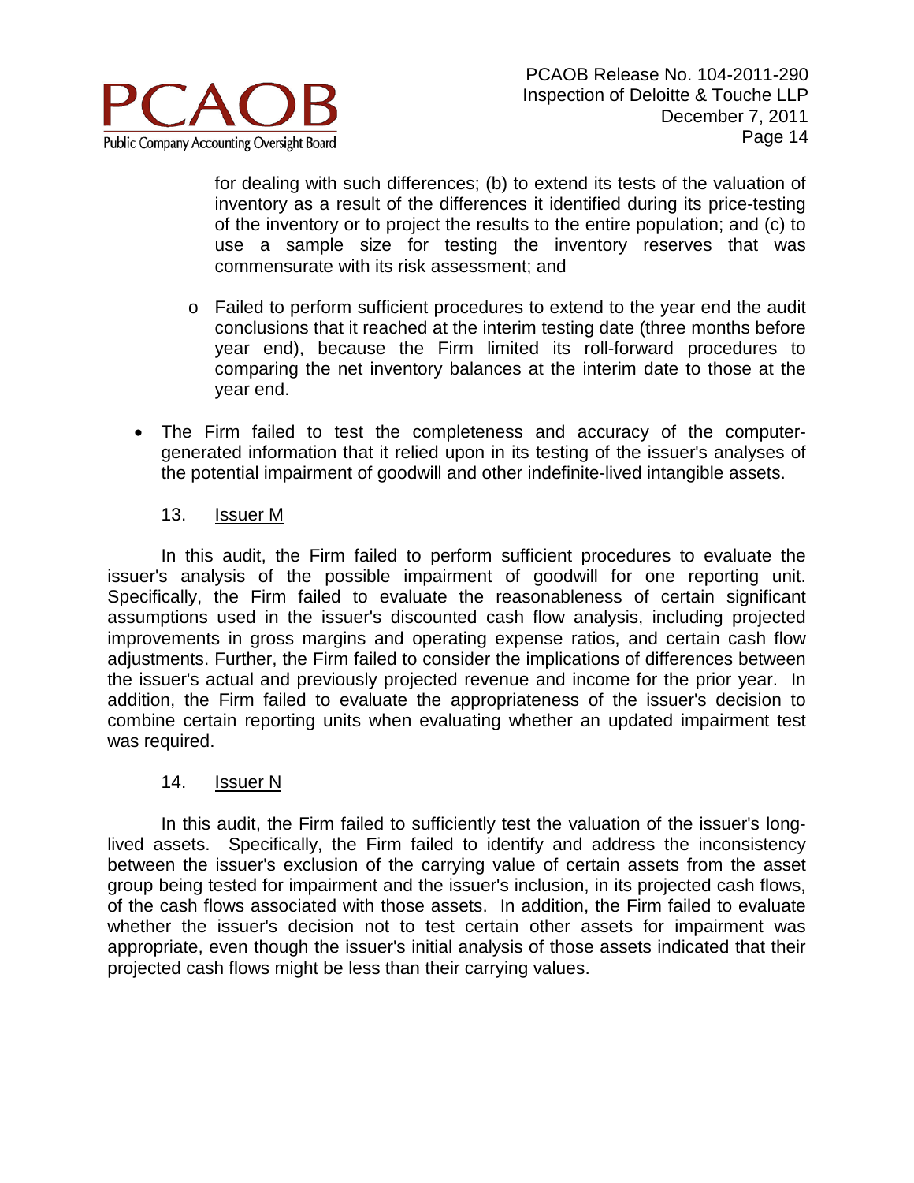for dealing with such differences; (b) to extend its tests of the valuation of inventory as a result of the differences it identified during its price-testing of the inventory or to project the results to the entire population; and (c) to use a sample size for testing the inventory reserves that was commensurate with its risk assessment; and

    - Failed to perform sufficient procedures to extend to the year end the audit conclusions that it reached at the interim testing date (three months before year end), because the Firm limited its roll-forward procedures to comparing the net inventory balances at the interim date to those at the year end.

- The Firm failed to test the completeness and accuracy of the computer-generated information that it relied upon in its testing of the issuer's analyses of the potential impairment of goodwill and other indefinite-lived intangible assets.

13. Issuer M

In this audit, the Firm failed to perform sufficient procedures to evaluate the issuer's analysis of the possible impairment of goodwill for one reporting unit. Specifically, the Firm failed to evaluate the reasonableness of certain significant assumptions used in the issuer's discounted cash flow analysis, including projected improvements in gross margins and operating expense ratios, and certain cash flow adjustments. Further, the Firm failed to consider the implications of differences between the issuer's actual and previously projected revenue and income for the prior year. In addition, the Firm failed to evaluate the appropriateness of the issuer's decision to combine certain reporting units when evaluating whether an updated impairment test was required.

14. Issuer N

In this audit, the Firm failed to sufficiently test the valuation of the issuer's long-lived assets. Specifically, the Firm failed to identify and address the inconsistency between the issuer's exclusion of the carrying value of certain assets from the asset group being tested for impairment and the issuer's inclusion, in its projected cash flows, of the cash flows associated with those assets. In addition, the Firm failed to evaluate whether the issuer's decision not to test certain other assets for impairment was appropriate, even though the issuer's initial analysis of those assets indicated that their projected cash flows might be less than their carrying values.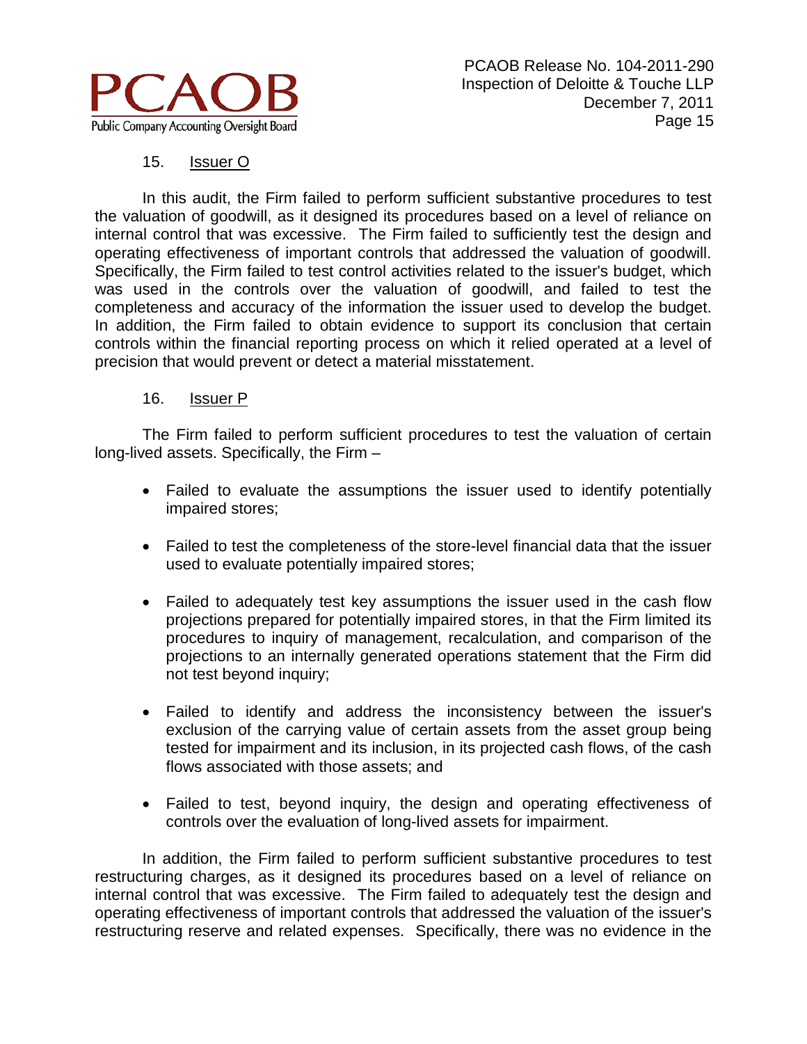15. Issuer O

In this audit, the Firm failed to perform sufficient substantive procedures to test the valuation of goodwill, as it designed its procedures based on a level of reliance on internal control that was excessive. The Firm failed to sufficiently test the design and operating effectiveness of important controls that addressed the valuation of goodwill. Specifically, the Firm failed to test control activities related to the issuer's budget, which was used in the controls over the valuation of goodwill, and failed to test the completeness and accuracy of the information the issuer used to develop the budget. In addition, the Firm failed to obtain evidence to support its conclusion that certain controls within the financial reporting process on which it relied operated at a level of precision that would prevent or detect a material misstatement.

16. Issuer P

The Firm failed to perform sufficient procedures to test the valuation of certain long-lived assets. Specifically, the Firm –

- Failed to evaluate the assumptions the issuer used to identify potentially impaired stores;
- Failed to test the completeness of the store-level financial data that the issuer used to evaluate potentially impaired stores;
- Failed to adequately test key assumptions the issuer used in the cash flow projections prepared for potentially impaired stores, in that the Firm limited its procedures to inquiry of management, recalculation, and comparison of the projections to an internally generated operations statement that the Firm did not test beyond inquiry;
- Failed to identify and address the inconsistency between the issuer's exclusion of the carrying value of certain assets from the asset group being tested for impairment and its inclusion, in its projected cash flows, of the cash flows associated with those assets; and
- Failed to test, beyond inquiry, the design and operating effectiveness of controls over the evaluation of long-lived assets for impairment.

In addition, the Firm failed to perform sufficient substantive procedures to test restructuring charges, as it designed its procedures based on a level of reliance on internal control that was excessive. The Firm failed to adequately test the design and operating effectiveness of important controls that addressed the valuation of the issuer's restructuring reserve and related expenses. Specifically, there was no evidence in the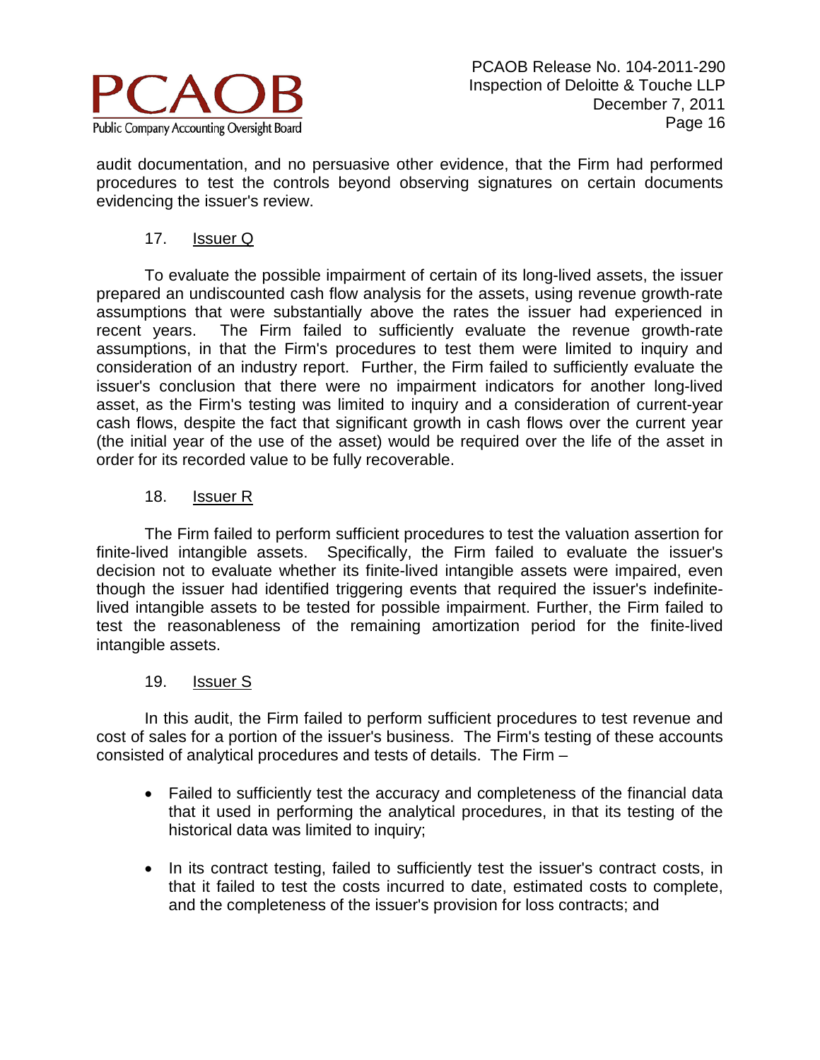audit documentation, and no persuasive other evidence, that the Firm had performed procedures to test the controls beyond observing signatures on certain documents evidencing the issuer's review.

17. Issuer Q

To evaluate the possible impairment of certain of its long-lived assets, the issuer prepared an undiscounted cash flow analysis for the assets, using revenue growth-rate assumptions that were substantially above the rates the issuer had experienced in recent years. The Firm failed to sufficiently evaluate the revenue growth-rate assumptions, in that the Firm's procedures to test them were limited to inquiry and consideration of an industry report. Further, the Firm failed to sufficiently evaluate the issuer's conclusion that there were no impairment indicators for another long-lived asset, as the Firm's testing was limited to inquiry and a consideration of current-year cash flows, despite the fact that significant growth in cash flows over the current year (the initial year of the use of the asset) would be required over the life of the asset in order for its recorded value to be fully recoverable.

18. Issuer R

The Firm failed to perform sufficient procedures to test the valuation assertion for finite-lived intangible assets. Specifically, the Firm failed to evaluate the issuer's decision not to evaluate whether its finite-lived intangible assets were impaired, even though the issuer had identified triggering events that required the issuer's indefinite-lived intangible assets to be tested for possible impairment. Further, the Firm failed to test the reasonableness of the remaining amortization period for the finite-lived intangible assets.

19. Issuer S

In this audit, the Firm failed to perform sufficient procedures to test revenue and cost of sales for a portion of the issuer's business. The Firm's testing of these accounts consisted of analytical procedures and tests of details. The Firm –

- Failed to sufficiently test the accuracy and completeness of the financial data that it used in performing the analytical procedures, in that its testing of the historical data was limited to inquiry;
- In its contract testing, failed to sufficiently test the issuer's contract costs, in that it failed to test the costs incurred to date, estimated costs to complete, and the completeness of the issuer's provision for loss contracts; and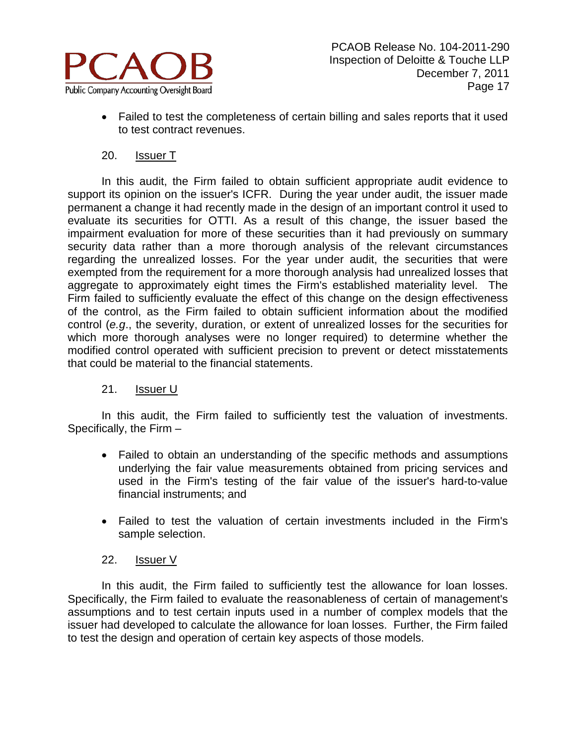- Failed to test the completeness of certain billing and sales reports that it used to test contract revenues.

20. Issuer T

In this audit, the Firm failed to obtain sufficient appropriate audit evidence to support its opinion on the issuer's ICFR. During the year under audit, the issuer made permanent a change it had recently made in the design of an important control it used to evaluate its securities for OTTI. As a result of this change, the issuer based the impairment evaluation for more of these securities than it had previously on summary security data rather than a more thorough analysis of the relevant circumstances regarding the unrealized losses. For the year under audit, the securities that were exempted from the requirement for a more thorough analysis had unrealized losses that aggregate to approximately eight times the Firm's established materiality level. The Firm failed to sufficiently evaluate the effect of this change on the design effectiveness of the control, as the Firm failed to obtain sufficient information about the modified control (*e.g.*, the severity, duration, or extent of unrealized losses for the securities for which more thorough analyses were no longer required) to determine whether the modified control operated with sufficient precision to prevent or detect misstatements that could be material to the financial statements.

21. Issuer U

In this audit, the Firm failed to sufficiently test the valuation of investments. Specifically, the Firm –

- Failed to obtain an understanding of the specific methods and assumptions underlying the fair value measurements obtained from pricing services and used in the Firm's testing of the fair value of the issuer's hard-to-value financial instruments; and

- Failed to test the valuation of certain investments included in the Firm's sample selection.

22. Issuer V

In this audit, the Firm failed to sufficiently test the allowance for loan losses. Specifically, the Firm failed to evaluate the reasonableness of certain of management's assumptions and to test certain inputs used in a number of complex models that the issuer had developed to calculate the allowance for loan losses. Further, the Firm failed to test the design and operation of certain key aspects of those models.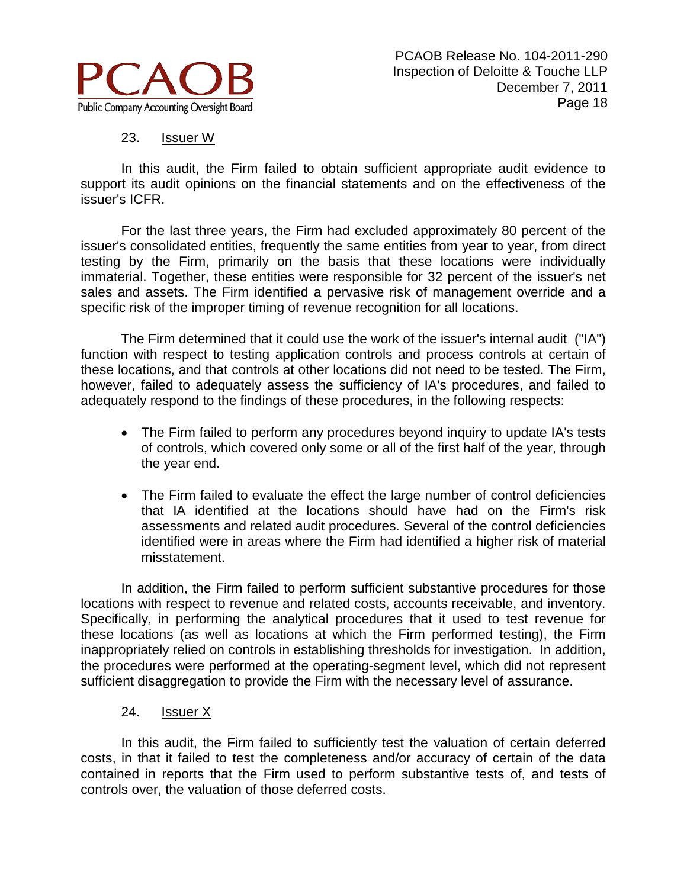23. Issuer W

In this audit, the Firm failed to obtain sufficient appropriate audit evidence to support its audit opinions on the financial statements and on the effectiveness of the issuer's ICFR.

For the last three years, the Firm had excluded approximately 80 percent of the issuer's consolidated entities, frequently the same entities from year to year, from direct testing by the Firm, primarily on the basis that these locations were individually immaterial. Together, these entities were responsible for 32 percent of the issuer's net sales and assets. The Firm identified a pervasive risk of management override and a specific risk of the improper timing of revenue recognition for all locations.

The Firm determined that it could use the work of the issuer's internal audit ("IA") function with respect to testing application controls and process controls at certain of these locations, and that controls at other locations did not need to be tested. The Firm, however, failed to adequately assess the sufficiency of IA's procedures, and failed to adequately respond to the findings of these procedures, in the following respects:

- The Firm failed to perform any procedures beyond inquiry to update IA's tests of controls, which covered only some or all of the first half of the year, through the year end.
- The Firm failed to evaluate the effect the large number of control deficiencies that IA identified at the locations should have had on the Firm's risk assessments and related audit procedures. Several of the control deficiencies identified were in areas where the Firm had identified a higher risk of material misstatement.

In addition, the Firm failed to perform sufficient substantive procedures for those locations with respect to revenue and related costs, accounts receivable, and inventory. Specifically, in performing the analytical procedures that it used to test revenue for these locations (as well as locations at which the Firm performed testing), the Firm inappropriately relied on controls in establishing thresholds for investigation. In addition, the procedures were performed at the operating-segment level, which did not represent sufficient disaggregation to provide the Firm with the necessary level of assurance.

24. Issuer X

In this audit, the Firm failed to sufficiently test the valuation of certain deferred costs, in that it failed to test the completeness and/or accuracy of certain of the data contained in reports that the Firm used to perform substantive tests of, and tests of controls over, the valuation of those deferred costs.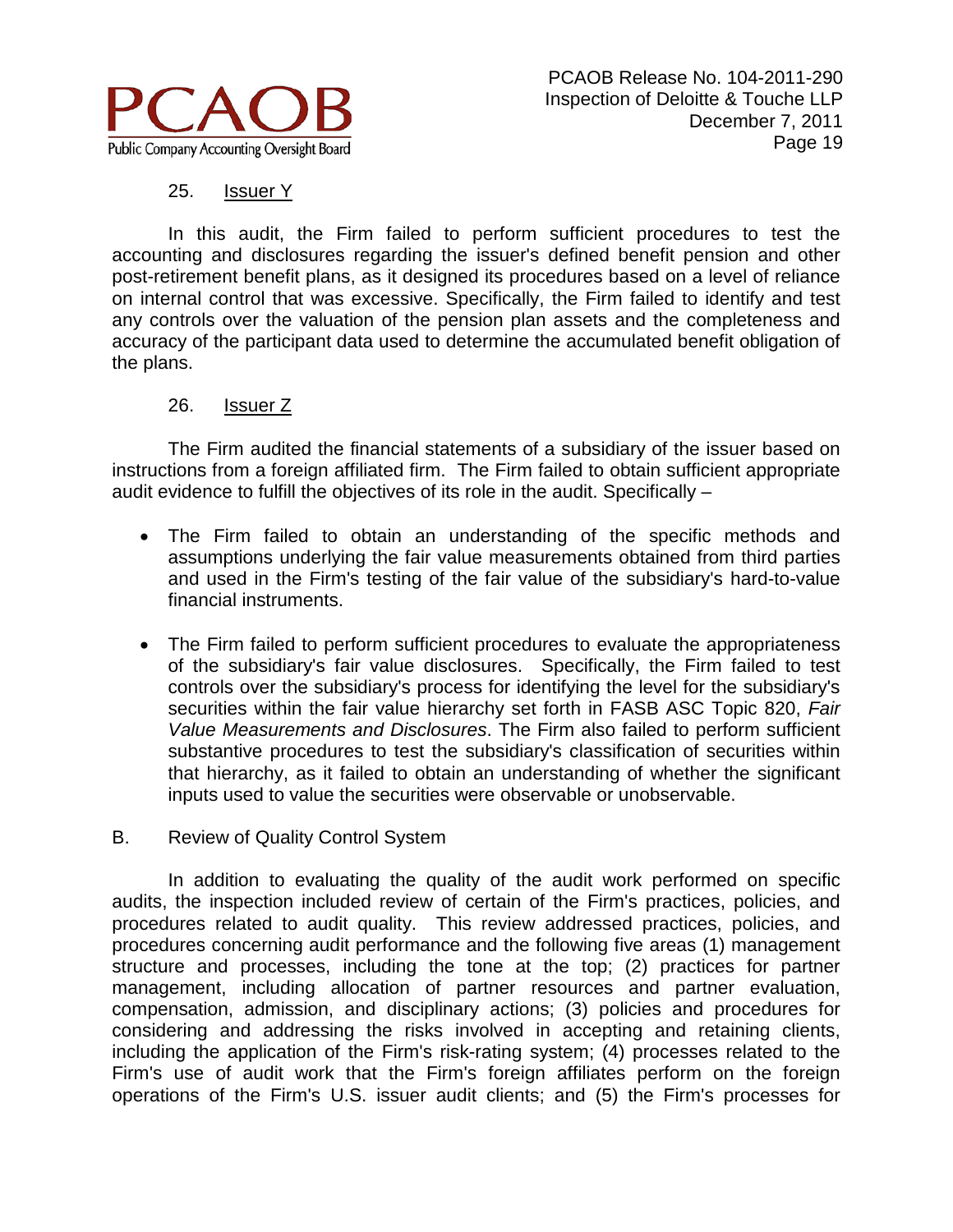25. <u>Issuer Y</u>

In this audit, the Firm failed to perform sufficient procedures to test the accounting and disclosures regarding the issuer's defined benefit pension and other post-retirement benefit plans, as it designed its procedures based on a level of reliance on internal control that was excessive. Specifically, the Firm failed to identify and test any controls over the valuation of the pension plan assets and the completeness and accuracy of the participant data used to determine the accumulated benefit obligation of the plans.

26. <u>Issuer Z</u>

The Firm audited the financial statements of a subsidiary of the issuer based on instructions from a foreign affiliated firm. The Firm failed to obtain sufficient appropriate audit evidence to fulfill the objectives of its role in the audit. Specifically –

- The Firm failed to obtain an understanding of the specific methods and assumptions underlying the fair value measurements obtained from third parties and used in the Firm's testing of the fair value of the subsidiary's hard-to-value financial instruments.

- The Firm failed to perform sufficient procedures to evaluate the appropriateness of the subsidiary's fair value disclosures. Specifically, the Firm failed to test controls over the subsidiary's process for identifying the level for the subsidiary's securities within the fair value hierarchy set forth in FASB ASC Topic 820, *Fair Value Measurements and Disclosures*. The Firm also failed to perform sufficient substantive procedures to test the subsidiary's classification of securities within that hierarchy, as it failed to obtain an understanding of whether the significant inputs used to value the securities were observable or unobservable.

## B. Review of Quality Control System

In addition to evaluating the quality of the audit work performed on specific audits, the inspection included review of certain of the Firm's practices, policies, and procedures related to audit quality. This review addressed practices, policies, and procedures concerning audit performance and the following five areas (1) management structure and processes, including the tone at the top; (2) practices for partner management, including allocation of partner resources and partner evaluation, compensation, admission, and disciplinary actions; (3) policies and procedures for considering and addressing the risks involved in accepting and retaining clients, including the application of the Firm's risk-rating system; (4) processes related to the Firm's use of audit work that the Firm's foreign affiliates perform on the foreign operations of the Firm's U.S. issuer audit clients; and (5) the Firm's processes for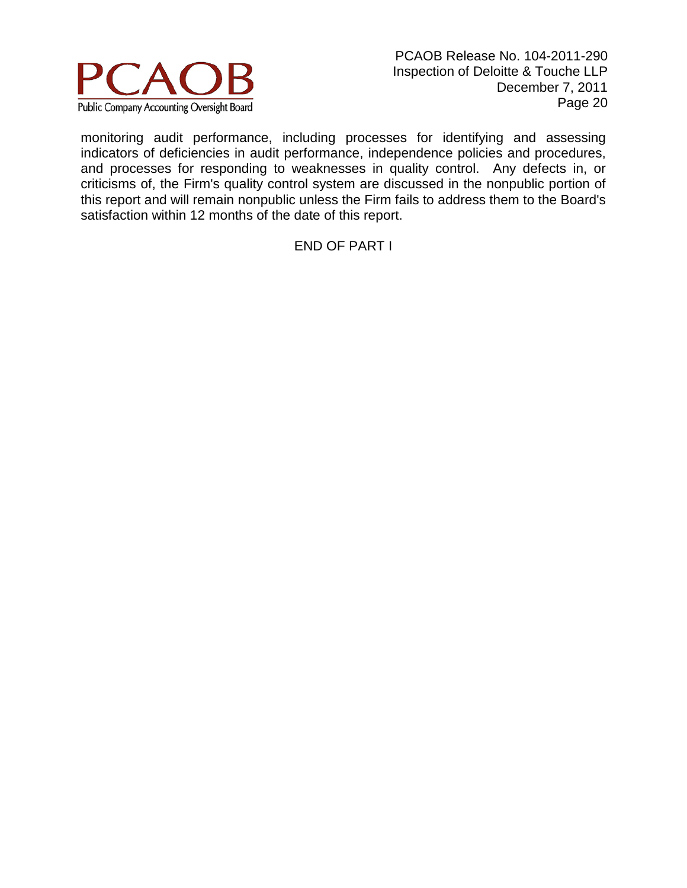monitoring audit performance, including processes for identifying and assessing indicators of deficiencies in audit performance, independence policies and procedures, and processes for responding to weaknesses in quality control. Any defects in, or criticisms of, the Firm's quality control system are discussed in the nonpublic portion of this report and will remain nonpublic unless the Firm fails to address them to the Board's satisfaction within 12 months of the date of this report.

END OF PART I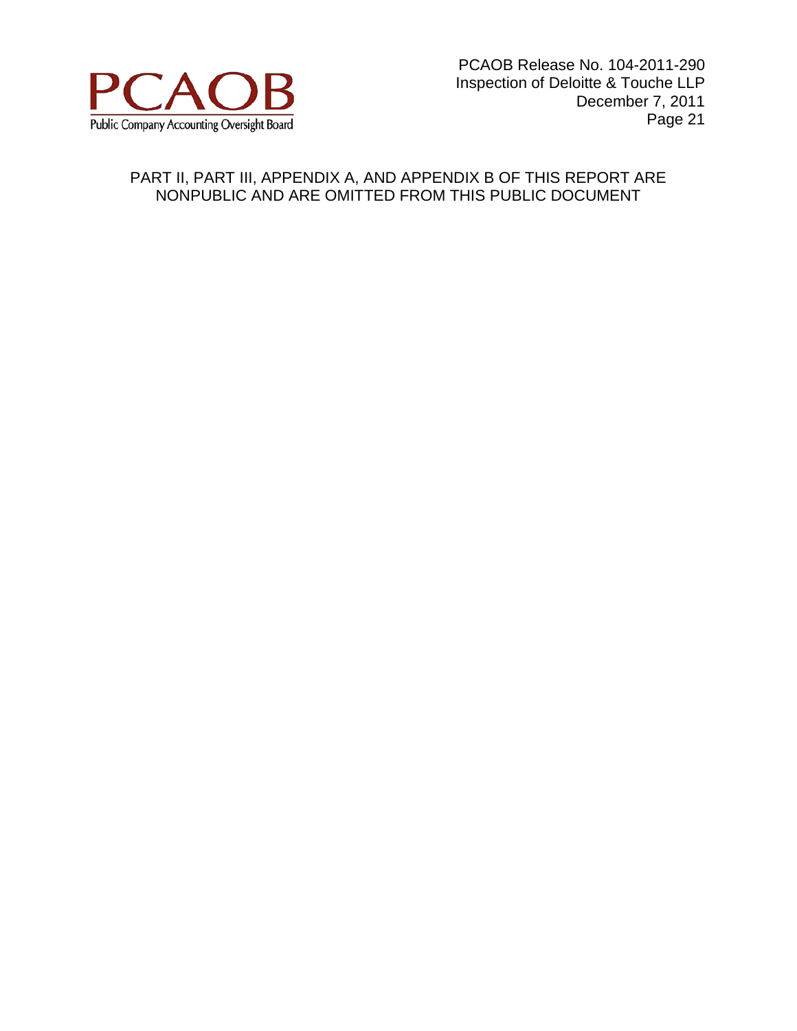PART II, PART III, APPENDIX A, AND APPENDIX B OF THIS REPORT ARE NONPUBLIC AND ARE OMITTED FROM THIS PUBLIC DOCUMENT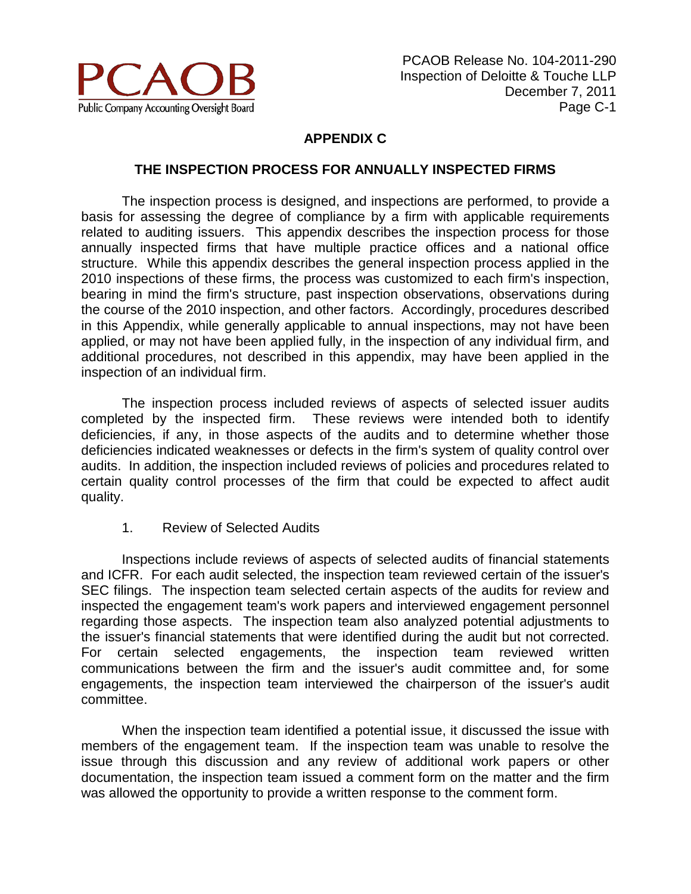## APPENDIX C

## THE INSPECTION PROCESS FOR ANNUALLY INSPECTED FIRMS

The inspection process is designed, and inspections are performed, to provide a basis for assessing the degree of compliance by a firm with applicable requirements related to auditing issuers. This appendix describes the inspection process for those annually inspected firms that have multiple practice offices and a national office structure. While this appendix describes the general inspection process applied in the 2010 inspections of these firms, the process was customized to each firm's inspection, bearing in mind the firm's structure, past inspection observations, observations during the course of the 2010 inspection, and other factors. Accordingly, procedures described in this Appendix, while generally applicable to annual inspections, may not have been applied, or may not have been applied fully, in the inspection of any individual firm, and additional procedures, not described in this appendix, may have been applied in the inspection of an individual firm.

The inspection process included reviews of aspects of selected issuer audits completed by the inspected firm. These reviews were intended both to identify deficiencies, if any, in those aspects of the audits and to determine whether those deficiencies indicated weaknesses or defects in the firm's system of quality control over audits. In addition, the inspection included reviews of policies and procedures related to certain quality control processes of the firm that could be expected to affect audit quality.

### 1. Review of Selected Audits

Inspections include reviews of aspects of selected audits of financial statements and ICFR. For each audit selected, the inspection team reviewed certain of the issuer's SEC filings. The inspection team selected certain aspects of the audits for review and inspected the engagement team's work papers and interviewed engagement personnel regarding those aspects. The inspection team also analyzed potential adjustments to the issuer's financial statements that were identified during the audit but not corrected. For certain selected engagements, the inspection team reviewed written communications between the firm and the issuer's audit committee and, for some engagements, the inspection team interviewed the chairperson of the issuer's audit committee.

When the inspection team identified a potential issue, it discussed the issue with members of the engagement team. If the inspection team was unable to resolve the issue through this discussion and any review of additional work papers or other documentation, the inspection team issued a comment form on the matter and the firm was allowed the opportunity to provide a written response to the comment form.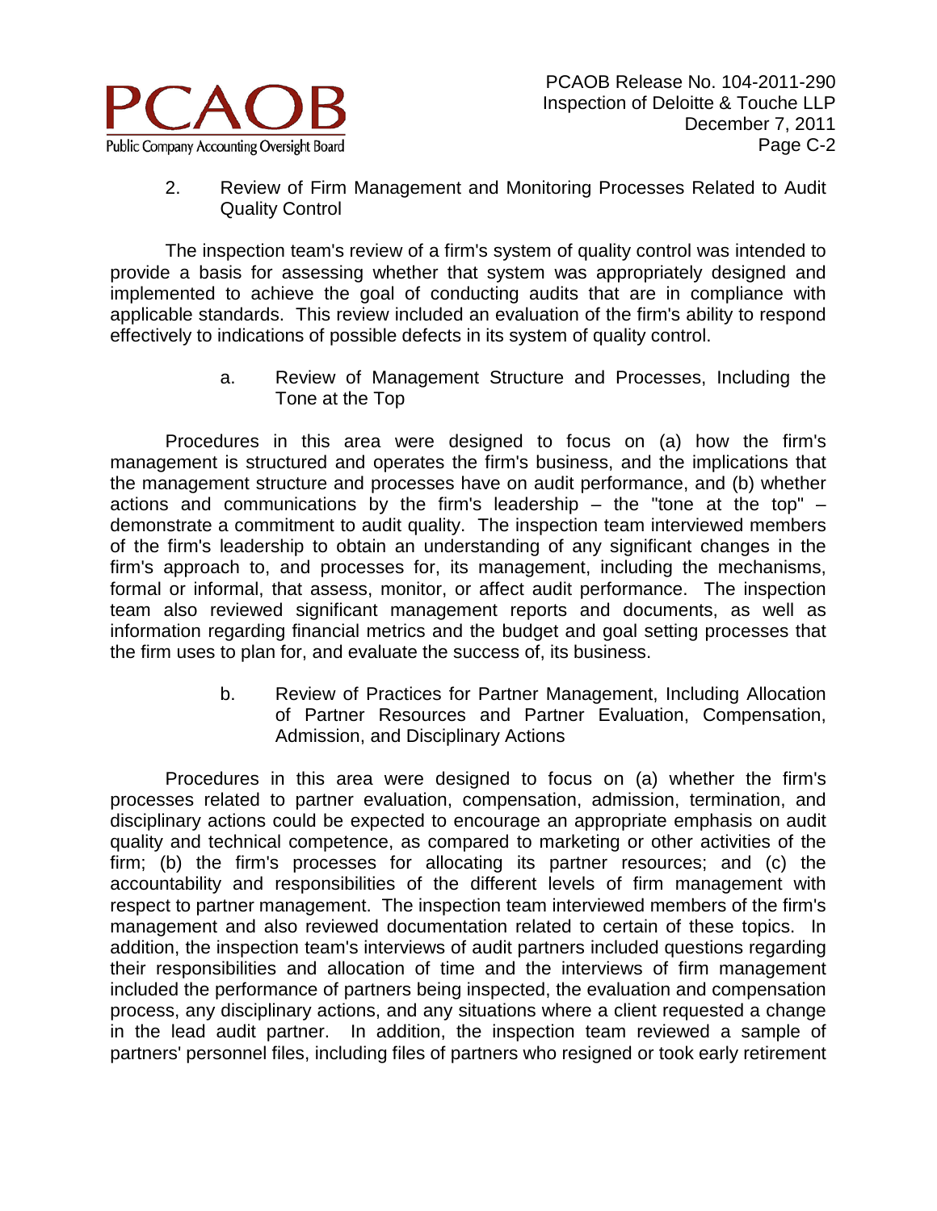2. Review of Firm Management and Monitoring Processes Related to Audit Quality Control

The inspection team's review of a firm's system of quality control was intended to provide a basis for assessing whether that system was appropriately designed and implemented to achieve the goal of conducting audits that are in compliance with applicable standards. This review included an evaluation of the firm's ability to respond effectively to indications of possible defects in its system of quality control.

a. Review of Management Structure and Processes, Including the Tone at the Top

Procedures in this area were designed to focus on (a) how the firm's management is structured and operates the firm's business, and the implications that the management structure and processes have on audit performance, and (b) whether actions and communications by the firm's leadership – the "tone at the top" – demonstrate a commitment to audit quality. The inspection team interviewed members of the firm's leadership to obtain an understanding of any significant changes in the firm's approach to, and processes for, its management, including the mechanisms, formal or informal, that assess, monitor, or affect audit performance. The inspection team also reviewed significant management reports and documents, as well as information regarding financial metrics and the budget and goal setting processes that the firm uses to plan for, and evaluate the success of, its business.

b. Review of Practices for Partner Management, Including Allocation of Partner Resources and Partner Evaluation, Compensation, Admission, and Disciplinary Actions

Procedures in this area were designed to focus on (a) whether the firm's processes related to partner evaluation, compensation, admission, termination, and disciplinary actions could be expected to encourage an appropriate emphasis on audit quality and technical competence, as compared to marketing or other activities of the firm; (b) the firm's processes for allocating its partner resources; and (c) the accountability and responsibilities of the different levels of firm management with respect to partner management. The inspection team interviewed members of the firm's management and also reviewed documentation related to certain of these topics. In addition, the inspection team's interviews of audit partners included questions regarding their responsibilities and allocation of time and the interviews of firm management included the performance of partners being inspected, the evaluation and compensation process, any disciplinary actions, and any situations where a client requested a change in the lead audit partner. In addition, the inspection team reviewed a sample of partners' personnel files, including files of partners who resigned or took early retirement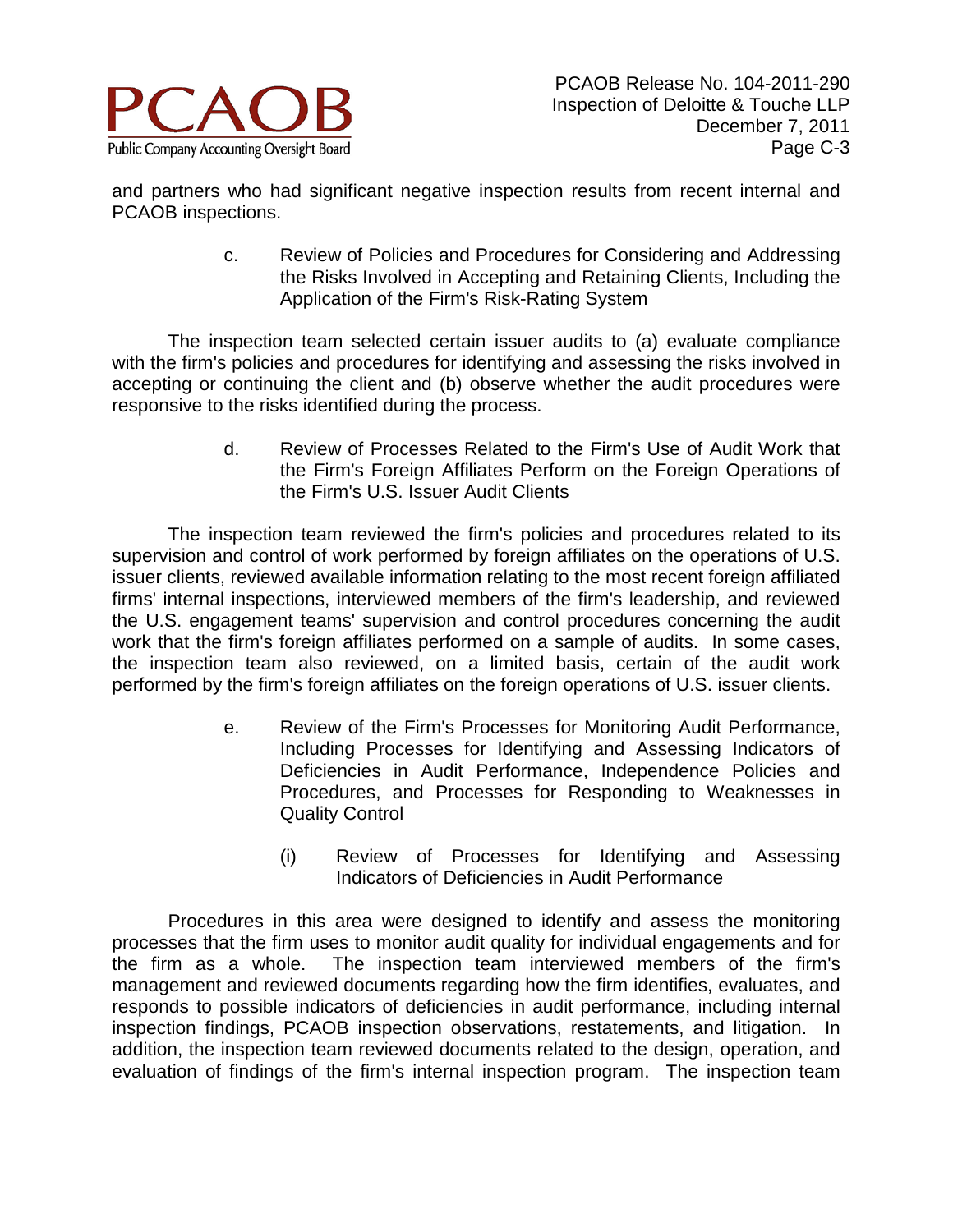and partners who had significant negative inspection results from recent internal and PCAOB inspections.

#### c. Review of Policies and Procedures for Considering and Addressing the Risks Involved in Accepting and Retaining Clients, Including the Application of the Firm's Risk-Rating System

The inspection team selected certain issuer audits to (a) evaluate compliance with the firm's policies and procedures for identifying and assessing the risks involved in accepting or continuing the client and (b) observe whether the audit procedures were responsive to the risks identified during the process.

#### d. Review of Processes Related to the Firm's Use of Audit Work that the Firm's Foreign Affiliates Perform on the Foreign Operations of the Firm's U.S. Issuer Audit Clients

The inspection team reviewed the firm's policies and procedures related to its supervision and control of work performed by foreign affiliates on the operations of U.S. issuer clients, reviewed available information relating to the most recent foreign affiliated firms' internal inspections, interviewed members of the firm's leadership, and reviewed the U.S. engagement teams' supervision and control procedures concerning the audit work that the firm's foreign affiliates performed on a sample of audits. In some cases, the inspection team also reviewed, on a limited basis, certain of the audit work performed by the firm's foreign affiliates on the foreign operations of U.S. issuer clients.

#### e. Review of the Firm's Processes for Monitoring Audit Performance, Including Processes for Identifying and Assessing Indicators of Deficiencies in Audit Performance, Independence Policies and Procedures, and Processes for Responding to Weaknesses in Quality Control

##### (i) Review of Processes for Identifying and Assessing Indicators of Deficiencies in Audit Performance

Procedures in this area were designed to identify and assess the monitoring processes that the firm uses to monitor audit quality for individual engagements and for the firm as a whole. The inspection team interviewed members of the firm's management and reviewed documents regarding how the firm identifies, evaluates, and responds to possible indicators of deficiencies in audit performance, including internal inspection findings, PCAOB inspection observations, restatements, and litigation. In addition, the inspection team reviewed documents related to the design, operation, and evaluation of findings of the firm's internal inspection program. The inspection team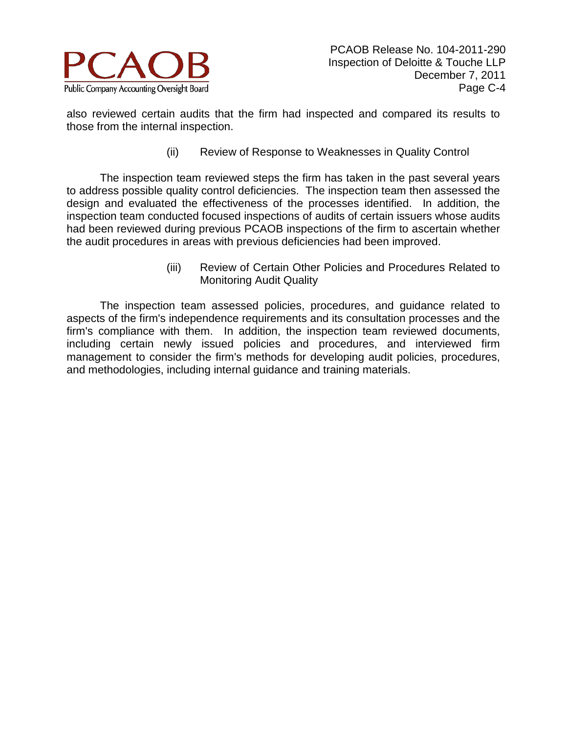also reviewed certain audits that the firm had inspected and compared its results to those from the internal inspection.

(ii) Review of Response to Weaknesses in Quality Control

The inspection team reviewed steps the firm has taken in the past several years to address possible quality control deficiencies. The inspection team then assessed the design and evaluated the effectiveness of the processes identified. In addition, the inspection team conducted focused inspections of audits of certain issuers whose audits had been reviewed during previous PCAOB inspections of the firm to ascertain whether the audit procedures in areas with previous deficiencies had been improved.

(iii) Review of Certain Other Policies and Procedures Related to Monitoring Audit Quality

The inspection team assessed policies, procedures, and guidance related to aspects of the firm's independence requirements and its consultation processes and the firm's compliance with them. In addition, the inspection team reviewed documents, including certain newly issued policies and procedures, and interviewed firm management to consider the firm's methods for developing audit policies, procedures, and methodologies, including internal guidance and training materials.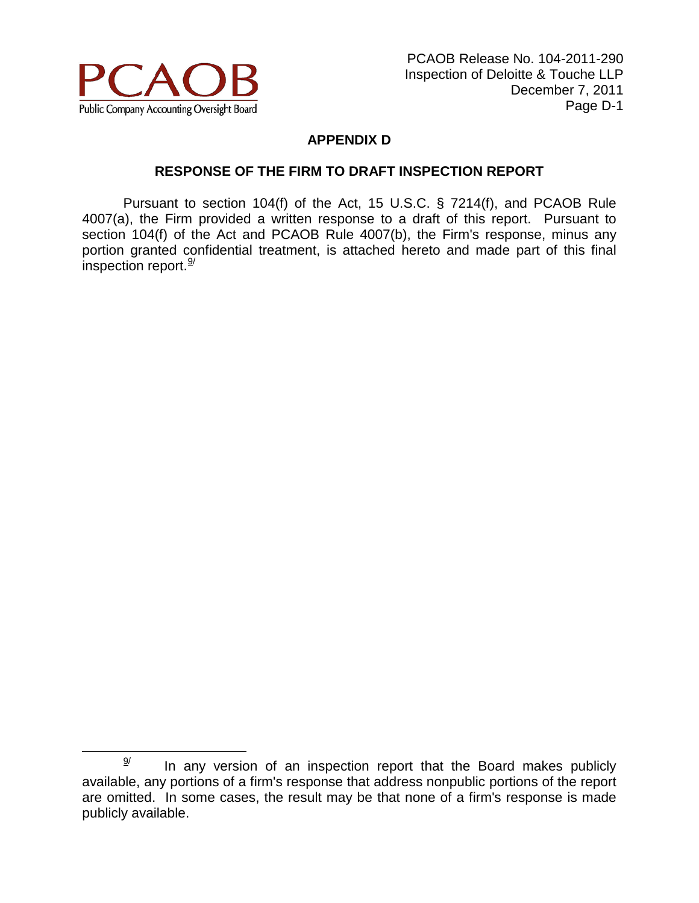## APPENDIX D

### RESPONSE OF THE FIRM TO DRAFT INSPECTION REPORT

Pursuant to section 104(f) of the Act, 15 U.S.C. § 7214(f), and PCAOB Rule 4007(a), the Firm provided a written response to a draft of this report. Pursuant to section 104(f) of the Act and PCAOB Rule 4007(b), the Firm's response, minus any portion granted confidential treatment, is attached hereto and made part of this final inspection report.[9/]

---

[9/] In any version of an inspection report that the Board makes publicly available, any portions of a firm's response that address nonpublic portions of the report are omitted. In some cases, the result may be that none of a firm's response is made publicly available.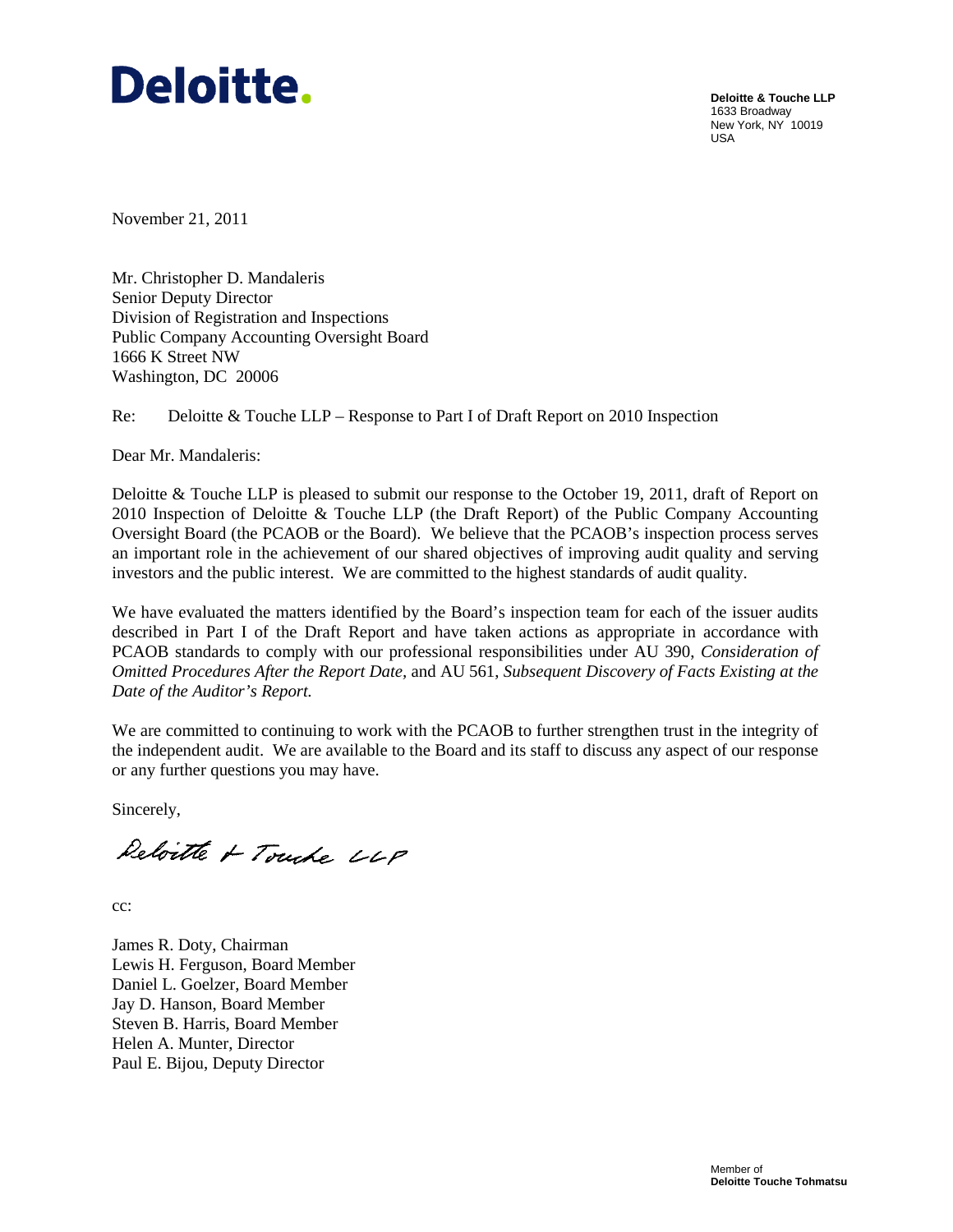**Deloitte.**

**Deloitte & Touche LLP**
1633 Broadway
New York, NY 10019
USA

November 21, 2011

Mr. Christopher D. Mandaleris
Senior Deputy Director
Division of Registration and Inspections
Public Company Accounting Oversight Board
1666 K Street NW
Washington, DC 20006

Re: Deloitte & Touche LLP – Response to Part I of Draft Report on 2010 Inspection

Dear Mr. Mandaleris:

Deloitte & Touche LLP is pleased to submit our response to the October 19, 2011, draft of Report on 2010 Inspection of Deloitte & Touche LLP (the Draft Report) of the Public Company Accounting Oversight Board (the PCAOB or the Board). We believe that the PCAOB's inspection process serves an important role in the achievement of our shared objectives of improving audit quality and serving investors and the public interest. We are committed to the highest standards of audit quality.

We have evaluated the matters identified by the Board's inspection team for each of the issuer audits described in Part I of the Draft Report and have taken actions as appropriate in accordance with PCAOB standards to comply with our professional responsibilities under AU 390, *Consideration of Omitted Procedures After the Report Date,* and AU 561, *Subsequent Discovery of Facts Existing at the Date of the Auditor's Report.*

We are committed to continuing to work with the PCAOB to further strengthen trust in the integrity of the independent audit. We are available to the Board and its staff to discuss any aspect of our response or any further questions you may have.

Sincerely,

Deloitte & Touche LLP

cc:

James R. Doty, Chairman
Lewis H. Ferguson, Board Member
Daniel L. Goelzer, Board Member
Jay D. Hanson, Board Member
Steven B. Harris, Board Member
Helen A. Munter, Director
Paul E. Bijou, Deputy Director

Member of
**Deloitte Touche Tohmatsu**